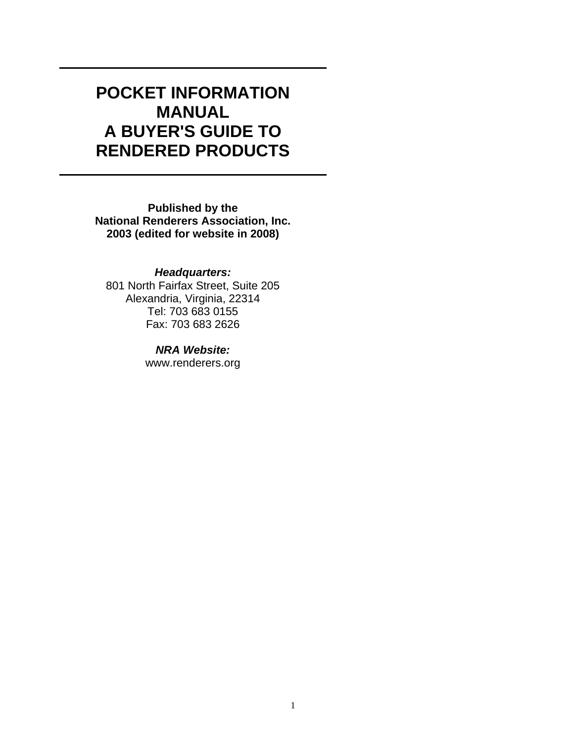# POCKET INFORMATION MANUAL A BUYER'S GUIDE TO RENDERED PRODUCTS

**Published by the**
**National Renderers Association, Inc.**
**2003 (edited for website in 2008)**

***Headquarters:***
801 North Fairfax Street, Suite 205
Alexandria, Virginia, 22314
Tel: 703 683 0155
Fax: 703 683 2626

***NRA Website:***
www.renderers.org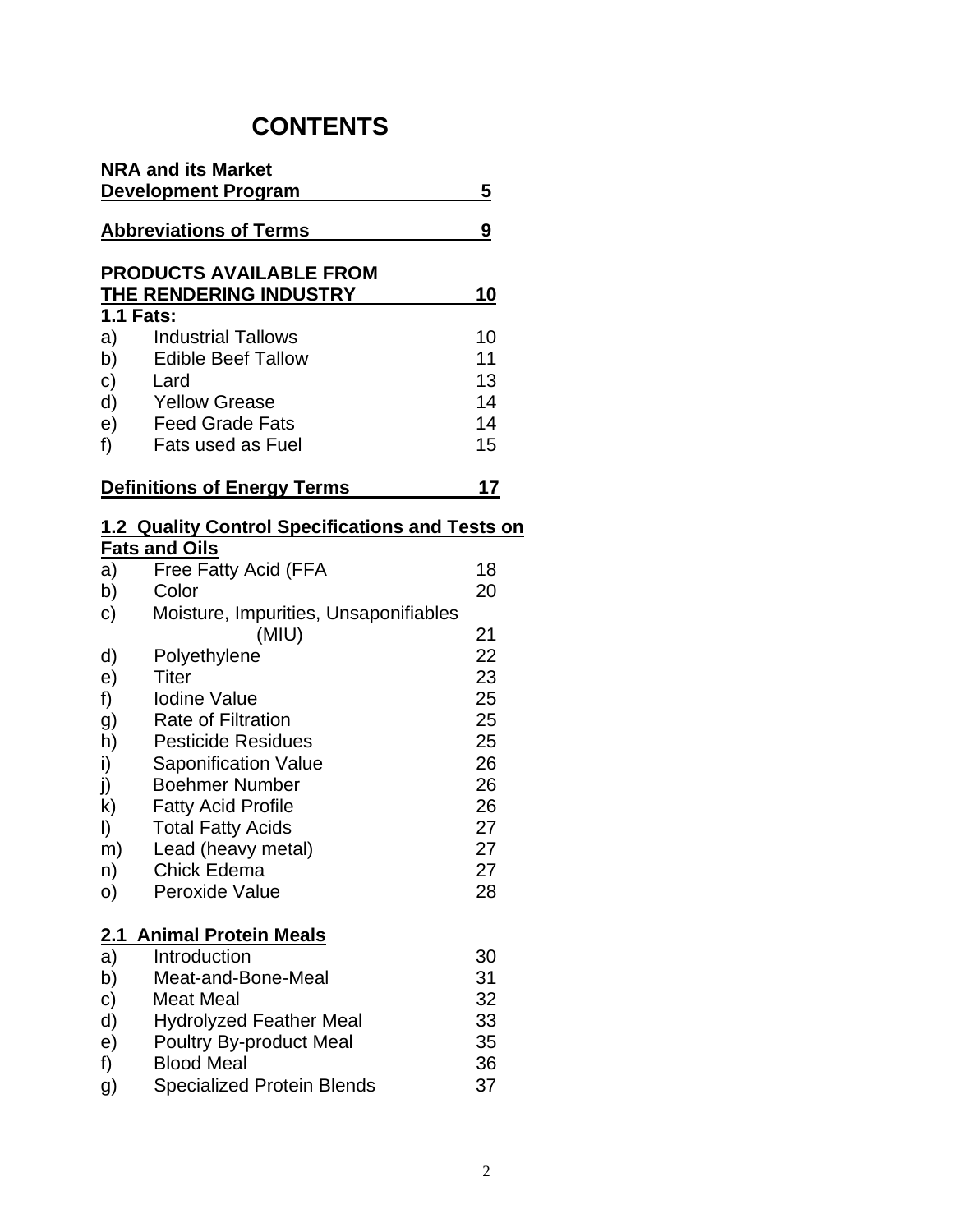# CONTENTS

| | | |
|---|---|---|
| **NRA and its Market Development Program** | | **5** |
| **Abbreviations of Terms** | | **9** |
| **PRODUCTS AVAILABLE FROM THE RENDERING INDUSTRY** | | **10** |
| **1.1 Fats:** | | |
| a) | Industrial Tallows | 10 |
| b) | Edible Beef Tallow | 11 |
| c) | Lard | 13 |
| d) | Yellow Grease | 14 |
| e) | Feed Grade Fats | 14 |
| f) | Fats used as Fuel | 15 |
| **Definitions of Energy Terms** | | **17** |
| **1.2 Quality Control Specifications and Tests on Fats and Oils** | | |
| a) | Free Fatty Acid (FFA | 18 |
| b) | Color | 20 |
| c) | Moisture, Impurities, Unsaponifiables (MIU) | 21 |
| d) | Polyethylene | 22 |
| e) | Titer | 23 |
| f) | Iodine Value | 25 |
| g) | Rate of Filtration | 25 |
| h) | Pesticide Residues | 25 |
| i) | Saponification Value | 26 |
| j) | Boehmer Number | 26 |
| k) | Fatty Acid Profile | 26 |
| l) | Total Fatty Acids | 27 |
| m) | Lead (heavy metal) | 27 |
| n) | Chick Edema | 27 |
| o) | Peroxide Value | 28 |
| **2.1 Animal Protein Meals** | | |
| a) | Introduction | 30 |
| b) | Meat-and-Bone-Meal | 31 |
| c) | Meat Meal | 32 |
| d) | Hydrolyzed Feather Meal | 33 |
| e) | Poultry By-product Meal | 35 |
| f) | Blood Meal | 36 |
| g) | Specialized Protein Blends | 37 |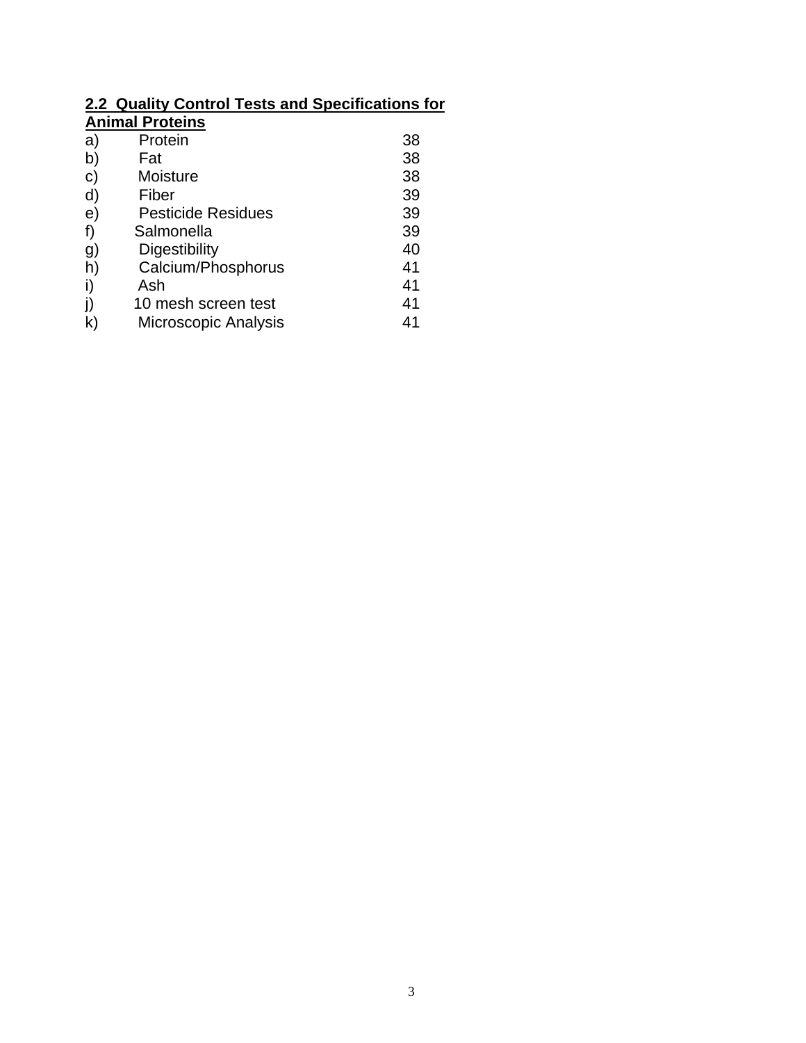## 2.2 Quality Control Tests and Specifications for Animal Proteins

| | | |
|---|---|---|
| a) | Protein | 38 |
| b) | Fat | 38 |
| c) | Moisture | 38 |
| d) | Fiber | 39 |
| e) | Pesticide Residues | 39 |
| f) | Salmonella | 39 |
| g) | Digestibility | 40 |
| h) | Calcium/Phosphorus | 41 |
| i) | Ash | 41 |
| j) | 10 mesh screen test | 41 |
| k) | Microscopic Analysis | 41 |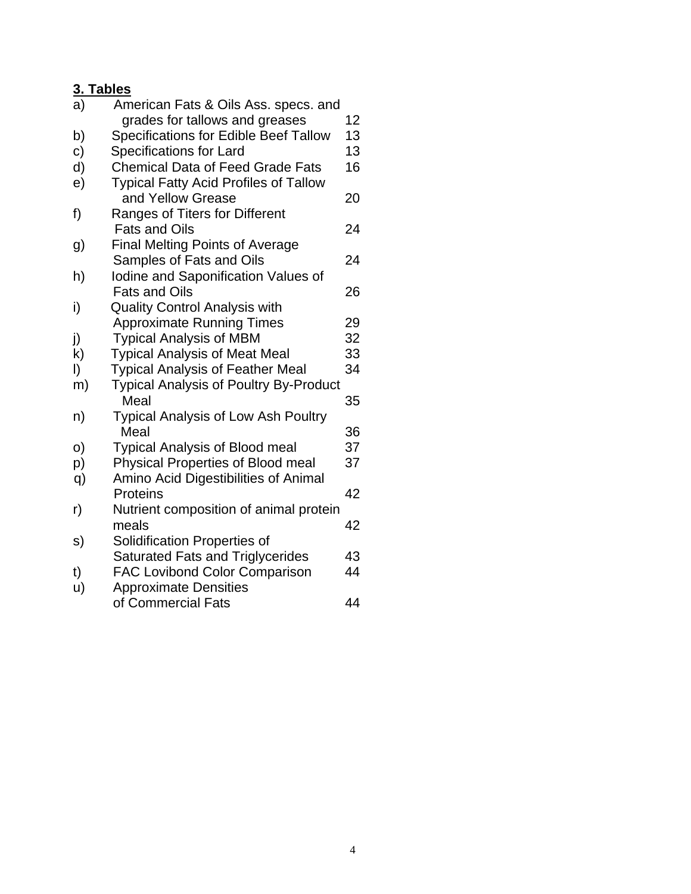## 3. Tables

| | | |
|---|---|---|
| a) | American Fats & Oils Ass. specs. and grades for tallows and greases | 12 |
| b) | Specifications for Edible Beef Tallow | 13 |
| c) | Specifications for Lard | 13 |
| d) | Chemical Data of Feed Grade Fats | 16 |
| e) | Typical Fatty Acid Profiles of Tallow and Yellow Grease | 20 |
| f) | Ranges of Titers for Different Fats and Oils | 24 |
| g) | Final Melting Points of Average Samples of Fats and Oils | 24 |
| h) | Iodine and Saponification Values of Fats and Oils | 26 |
| i) | Quality Control Analysis with Approximate Running Times | 29 |
| j) | Typical Analysis of MBM | 32 |
| k) | Typical Analysis of Meat Meal | 33 |
| l) | Typical Analysis of Feather Meal | 34 |
| m) | Typical Analysis of Poultry By-Product Meal | 35 |
| n) | Typical Analysis of Low Ash Poultry Meal | 36 |
| o) | Typical Analysis of Blood meal | 37 |
| p) | Physical Properties of Blood meal | 37 |
| q) | Amino Acid Digestibilities of Animal Proteins | 42 |
| r) | Nutrient composition of animal protein meals | 42 |
| s) | Solidification Properties of Saturated Fats and Triglycerides | 43 |
| t) | FAC Lovibond Color Comparison | 44 |
| u) | Approximate Densities of Commercial Fats | 44 |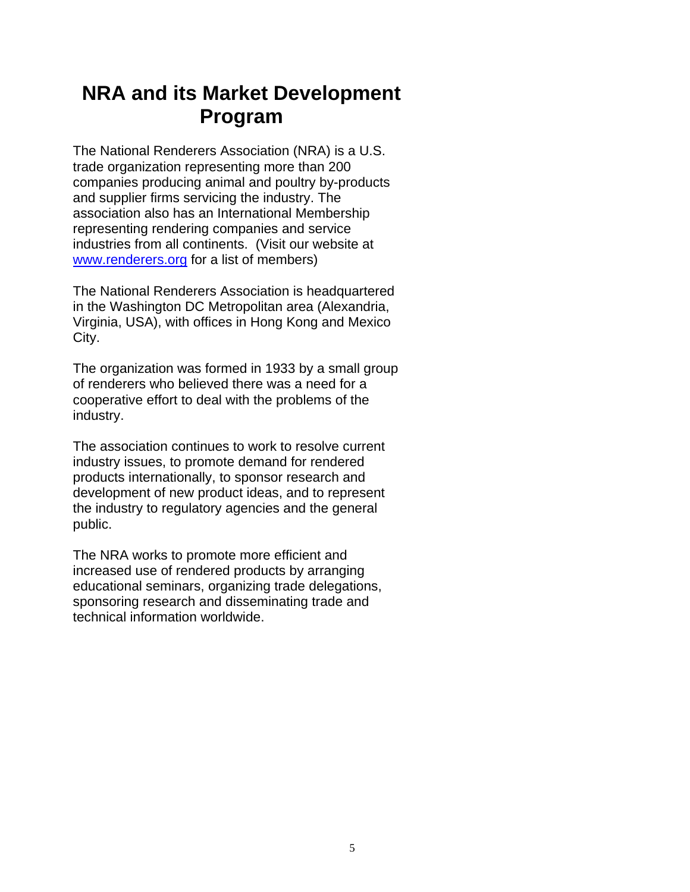# NRA and its Market Development Program

The National Renderers Association (NRA) is a U.S. trade organization representing more than 200 companies producing animal and poultry by-products and supplier firms servicing the industry. The association also has an International Membership representing rendering companies and service industries from all continents. (Visit our website at [www.renderers.org](http://www.renderers.org) for a list of members)

The National Renderers Association is headquartered in the Washington DC Metropolitan area (Alexandria, Virginia, USA), with offices in Hong Kong and Mexico City.

The organization was formed in 1933 by a small group of renderers who believed there was a need for a cooperative effort to deal with the problems of the industry.

The association continues to work to resolve current industry issues, to promote demand for rendered products internationally, to sponsor research and development of new product ideas, and to represent the industry to regulatory agencies and the general public.

The NRA works to promote more efficient and increased use of rendered products by arranging educational seminars, organizing trade delegations, sponsoring research and disseminating trade and technical information worldwide.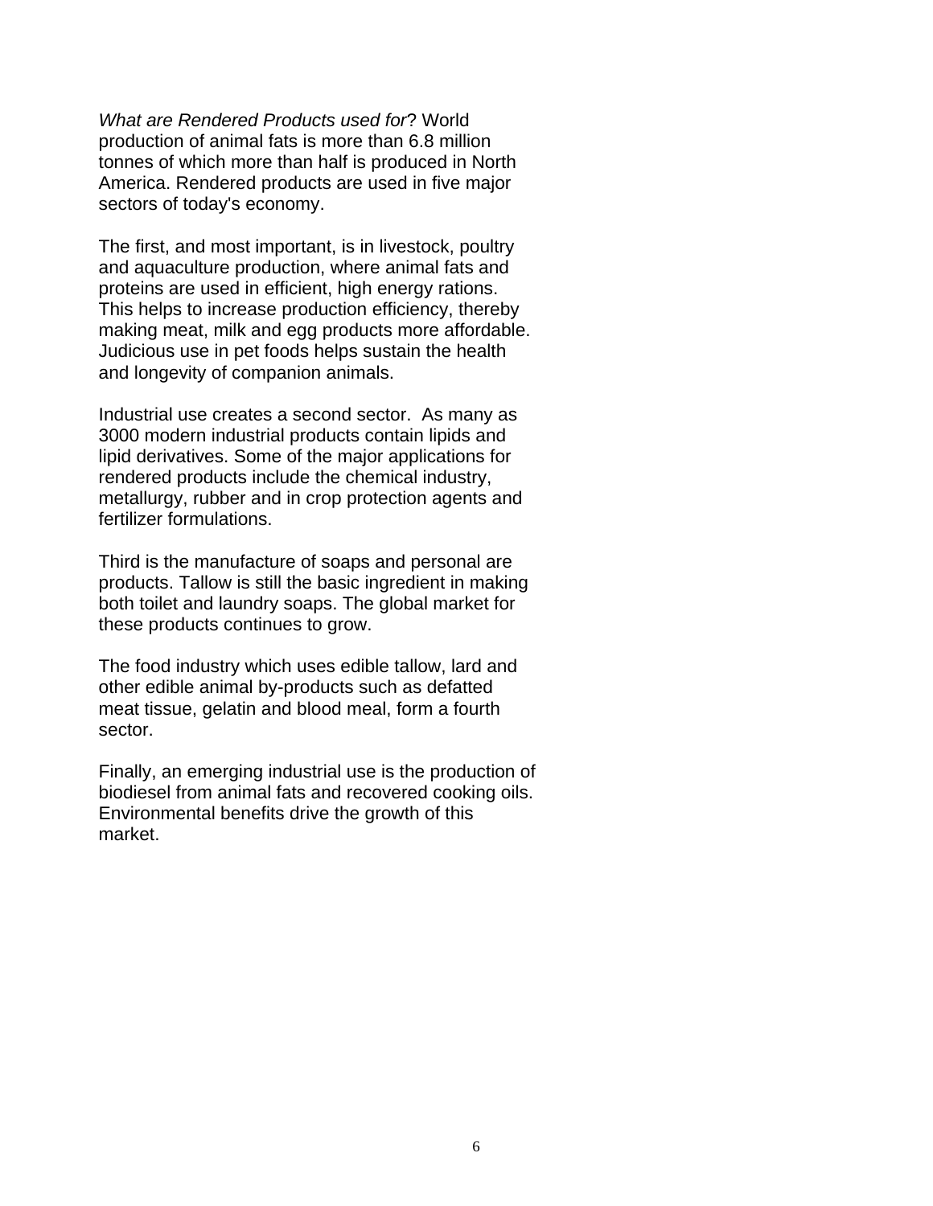*What are Rendered Products used for*? World production of animal fats is more than 6.8 million tonnes of which more than half is produced in North America. Rendered products are used in five major sectors of today's economy.

The first, and most important, is in livestock, poultry and aquaculture production, where animal fats and proteins are used in efficient, high energy rations. This helps to increase production efficiency, thereby making meat, milk and egg products more affordable. Judicious use in pet foods helps sustain the health and longevity of companion animals.

Industrial use creates a second sector. As many as 3000 modern industrial products contain lipids and lipid derivatives. Some of the major applications for rendered products include the chemical industry, metallurgy, rubber and in crop protection agents and fertilizer formulations.

Third is the manufacture of soaps and personal are products. Tallow is still the basic ingredient in making both toilet and laundry soaps. The global market for these products continues to grow.

The food industry which uses edible tallow, lard and other edible animal by-products such as defatted meat tissue, gelatin and blood meal, form a fourth sector.

Finally, an emerging industrial use is the production of biodiesel from animal fats and recovered cooking oils. Environmental benefits drive the growth of this market.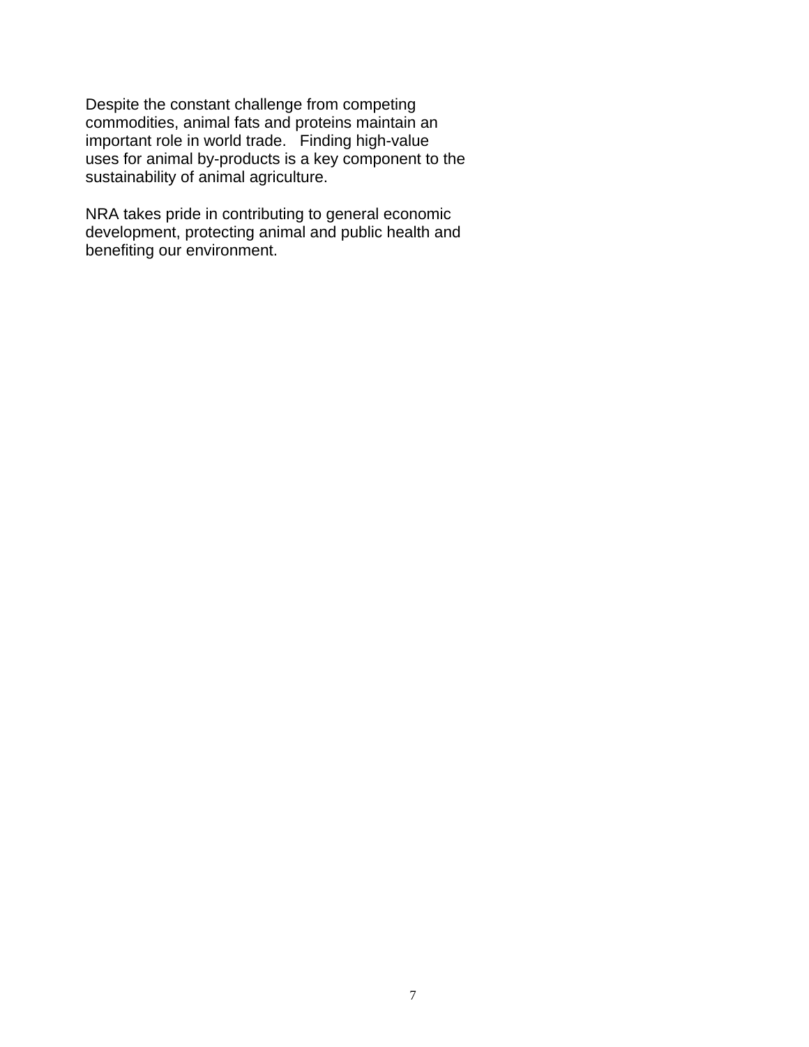Despite the constant challenge from competing commodities, animal fats and proteins maintain an important role in world trade. Finding high-value uses for animal by-products is a key component to the sustainability of animal agriculture.

NRA takes pride in contributing to general economic development, protecting animal and public health and benefiting our environment.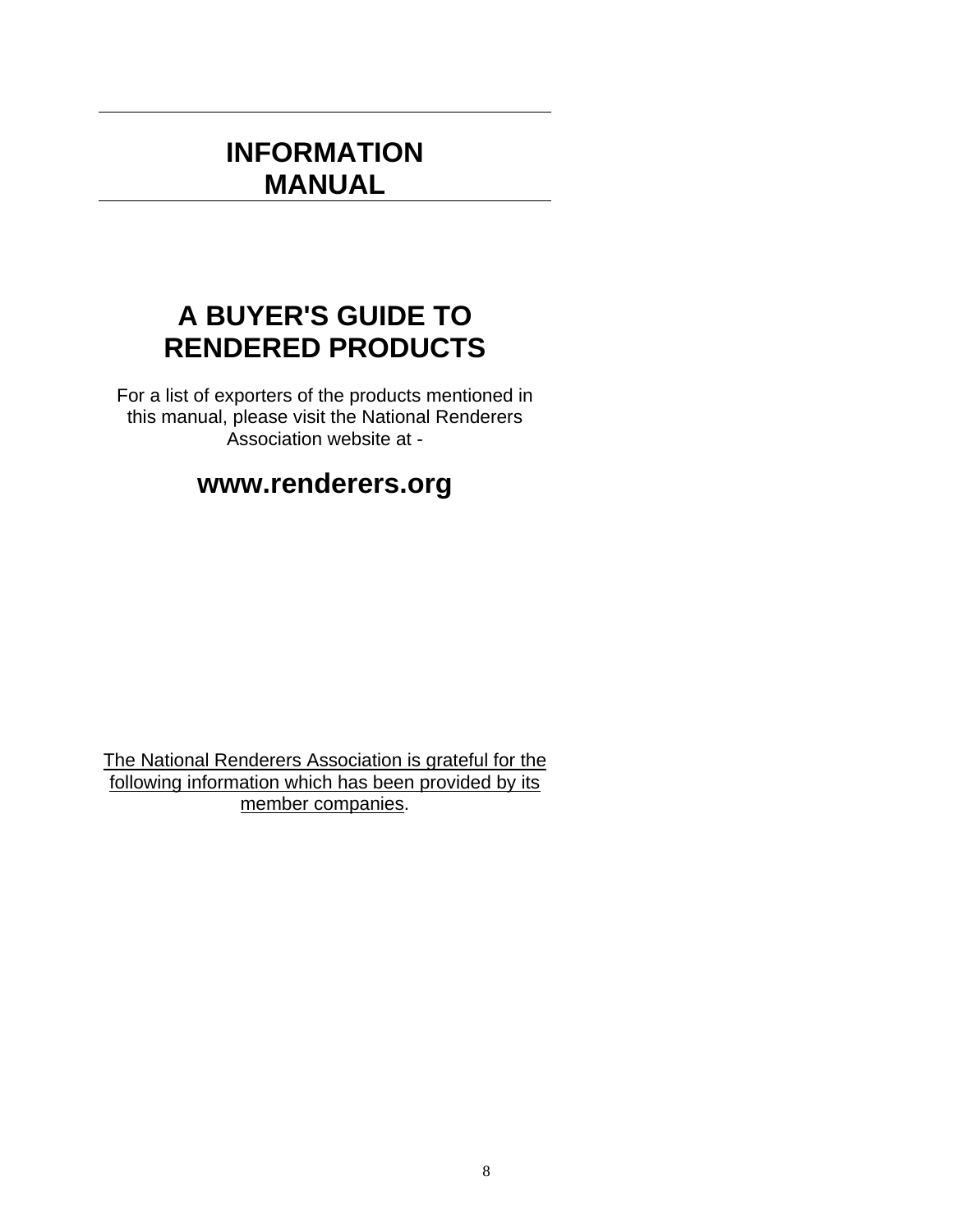# INFORMATION MANUAL

## A BUYER'S GUIDE TO RENDERED PRODUCTS

For a list of exporters of the products mentioned in this manual, please visit the National Renderers Association website at -

**www.renderers.org**

The National Renderers Association is grateful for the following information which has been provided by its member companies.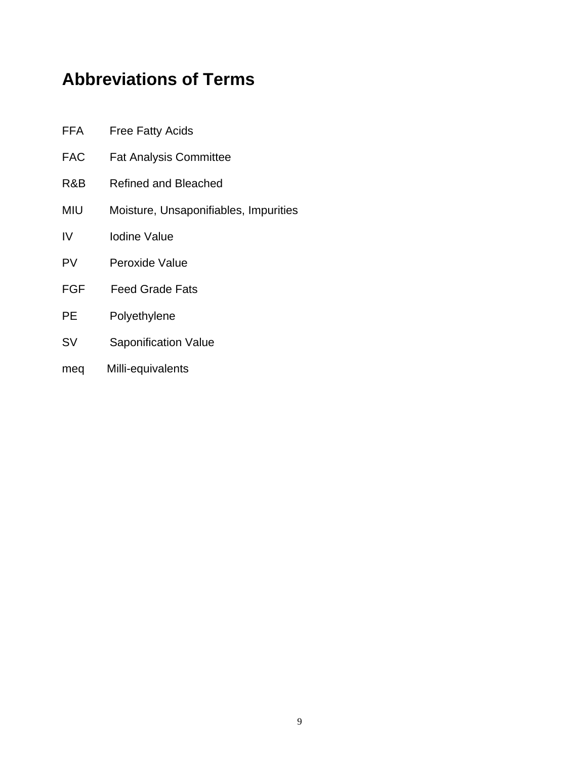# Abbreviations of Terms

FFA Free Fatty Acids

FAC Fat Analysis Committee

R&B Refined and Bleached

MIU Moisture, Unsaponifiables, Impurities

IV Iodine Value

PV Peroxide Value

FGF Feed Grade Fats

PE Polyethylene

SV Saponification Value

meq Milli-equivalents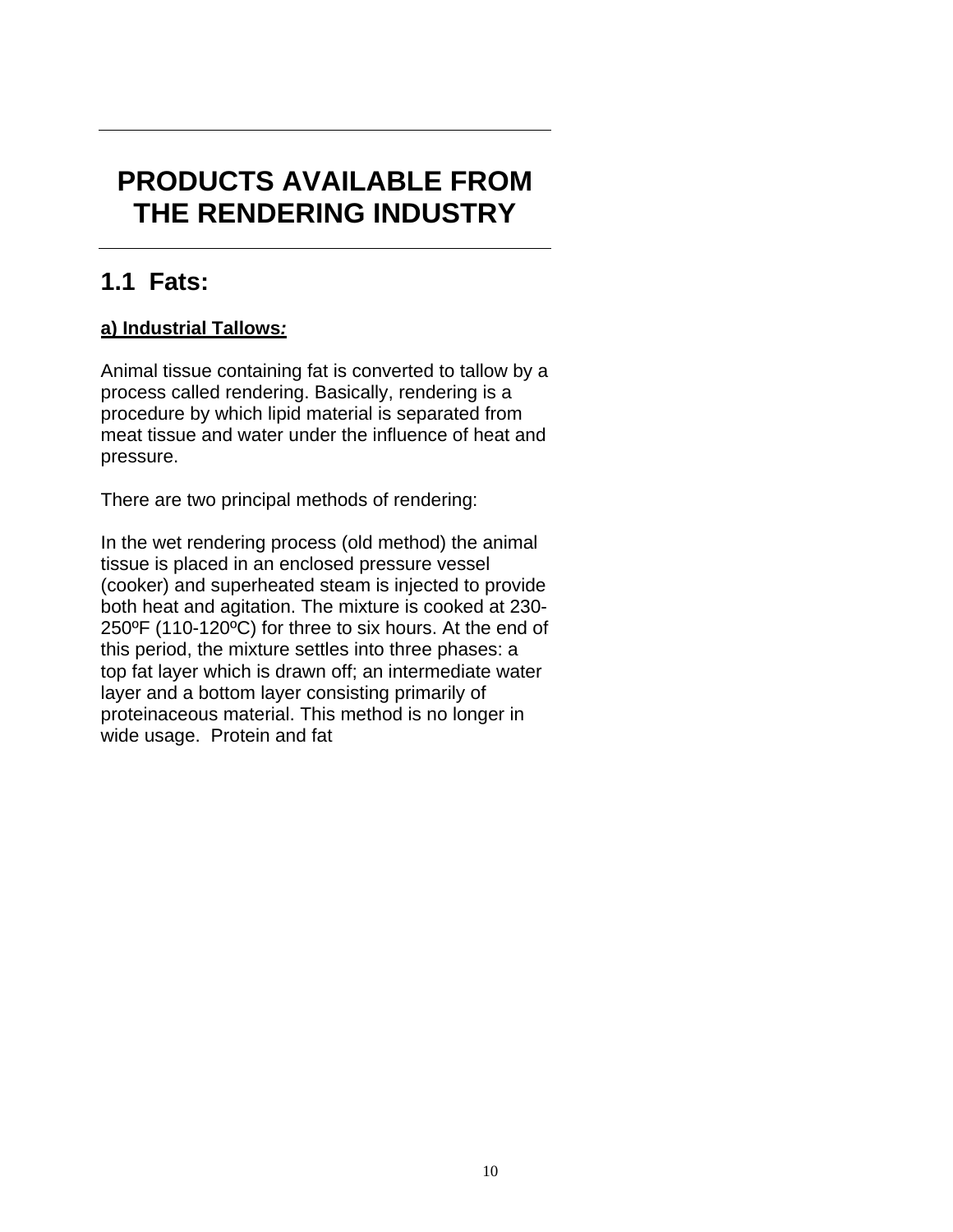# PRODUCTS AVAILABLE FROM THE RENDERING INDUSTRY

## 1.1 Fats:

**a) Industrial Tallows:**

Animal tissue containing fat is converted to tallow by a process called rendering. Basically, rendering is a procedure by which lipid material is separated from meat tissue and water under the influence of heat and pressure.

There are two principal methods of rendering:

In the wet rendering process (old method) the animal tissue is placed in an enclosed pressure vessel (cooker) and superheated steam is injected to provide both heat and agitation. The mixture is cooked at 230-250ºF (110-120ºC) for three to six hours. At the end of this period, the mixture settles into three phases: a top fat layer which is drawn off; an intermediate water layer and a bottom layer consisting primarily of proteinaceous material. This method is no longer in wide usage. Protein and fat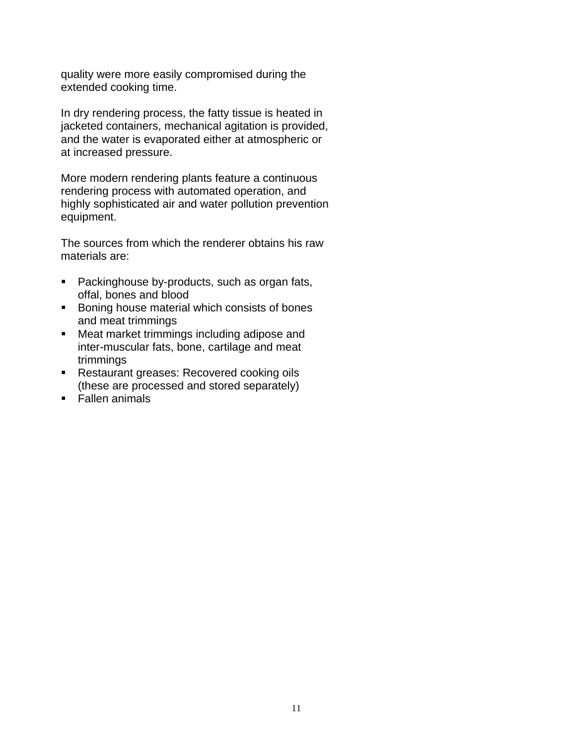quality were more easily compromised during the extended cooking time.

In dry rendering process, the fatty tissue is heated in jacketed containers, mechanical agitation is provided, and the water is evaporated either at atmospheric or at increased pressure.

More modern rendering plants feature a continuous rendering process with automated operation, and highly sophisticated air and water pollution prevention equipment.

The sources from which the renderer obtains his raw materials are:

- Packinghouse by-products, such as organ fats, offal, bones and blood
- Boning house material which consists of bones and meat trimmings
- Meat market trimmings including adipose and inter-muscular fats, bone, cartilage and meat trimmings
- Restaurant greases: Recovered cooking oils (these are processed and stored separately)
- Fallen animals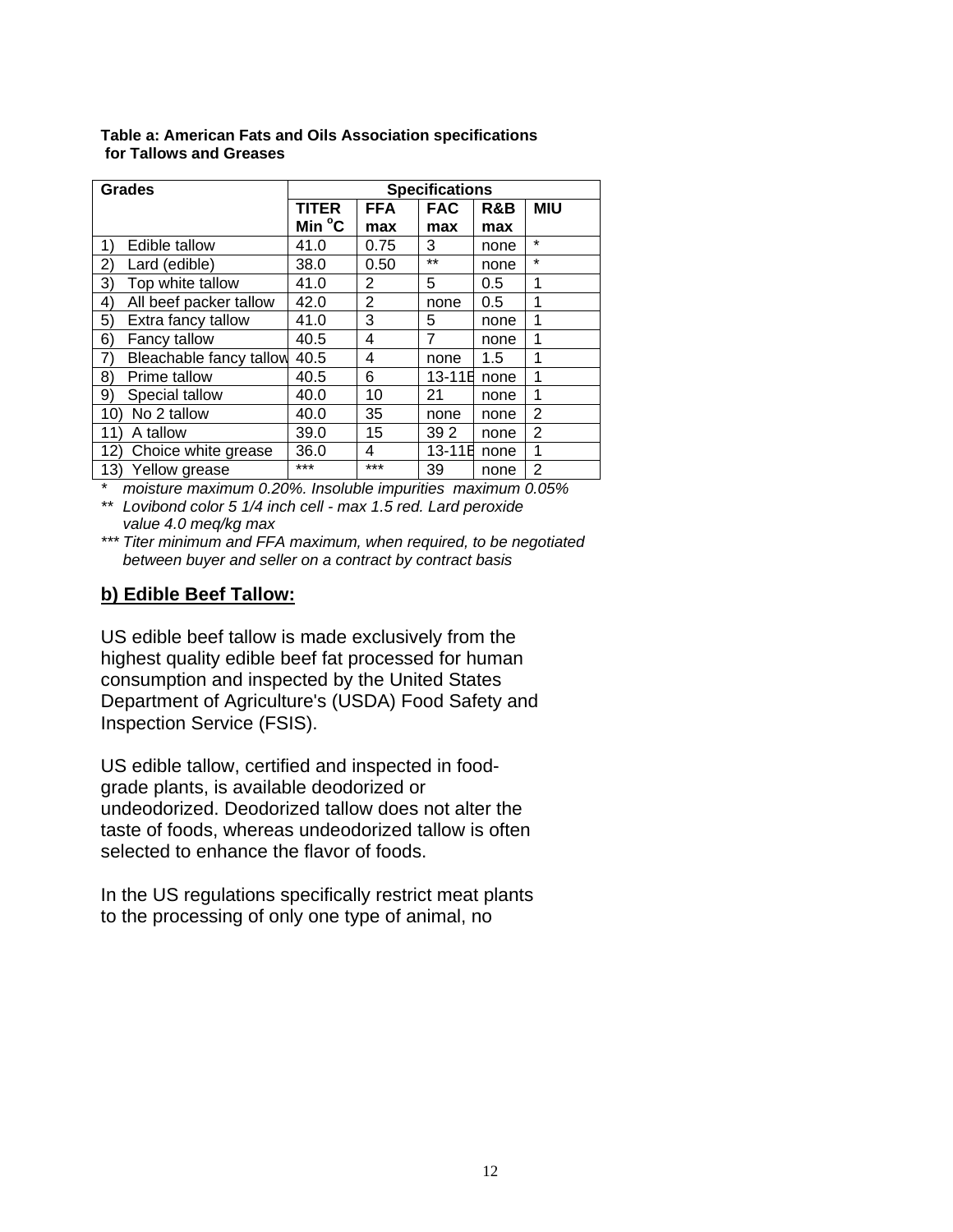**Table a: American Fats and Oils Association specifications for Tallows and Greases**

| Grades | Specifications | | | | |
|---|---|---|---|---|---|
| | TITER Min °C | FFA max | FAC max | R&B max | MIU |
| 1) Edible tallow | 41.0 | 0.75 | 3 | none | * |
| 2) Lard (edible) | 38.0 | 0.50 | ** | none | * |
| 3) Top white tallow | 41.0 | 2 | 5 | 0.5 | 1 |
| 4) All beef packer tallow | 42.0 | 2 | none | 0.5 | 1 |
| 5) Extra fancy tallow | 41.0 | 3 | 5 | none | 1 |
| 6) Fancy tallow | 40.5 | 4 | 7 | none | 1 |
| 7) Bleachable fancy tallow | 40.5 | 4 | none | 1.5 | 1 |
| 8) Prime tallow | 40.5 | 6 | 13-11B | none | 1 |
| 9) Special tallow | 40.0 | 10 | 21 | none | 1 |
| 10) No 2 tallow | 40.0 | 35 | none | none | 2 |
| 11) A tallow | 39.0 | 15 | 39 2 | none | 2 |
| 12) Choice white grease | 36.0 | 4 | 13-11B | none | 1 |
| 13) Yellow grease | *** | *** | 39 | none | 2 |

*\* moisture maximum 0.20%. Insoluble impurities maximum 0.05%*

*\*\* Lovibond color 5 1/4 inch cell - max 1.5 red. Lard peroxide value 4.0 meq/kg max*

*\*\*\* Titer minimum and FFA maximum, when required, to be negotiated between buyer and seller on a contract by contract basis*

## b) Edible Beef Tallow:

US edible beef tallow is made exclusively from the highest quality edible beef fat processed for human consumption and inspected by the United States Department of Agriculture's (USDA) Food Safety and Inspection Service (FSIS).

US edible tallow, certified and inspected in food-grade plants, is available deodorized or undeodorized. Deodorized tallow does not alter the taste of foods, whereas undeodorized tallow is often selected to enhance the flavor of foods.

In the US regulations specifically restrict meat plants to the processing of only one type of animal, no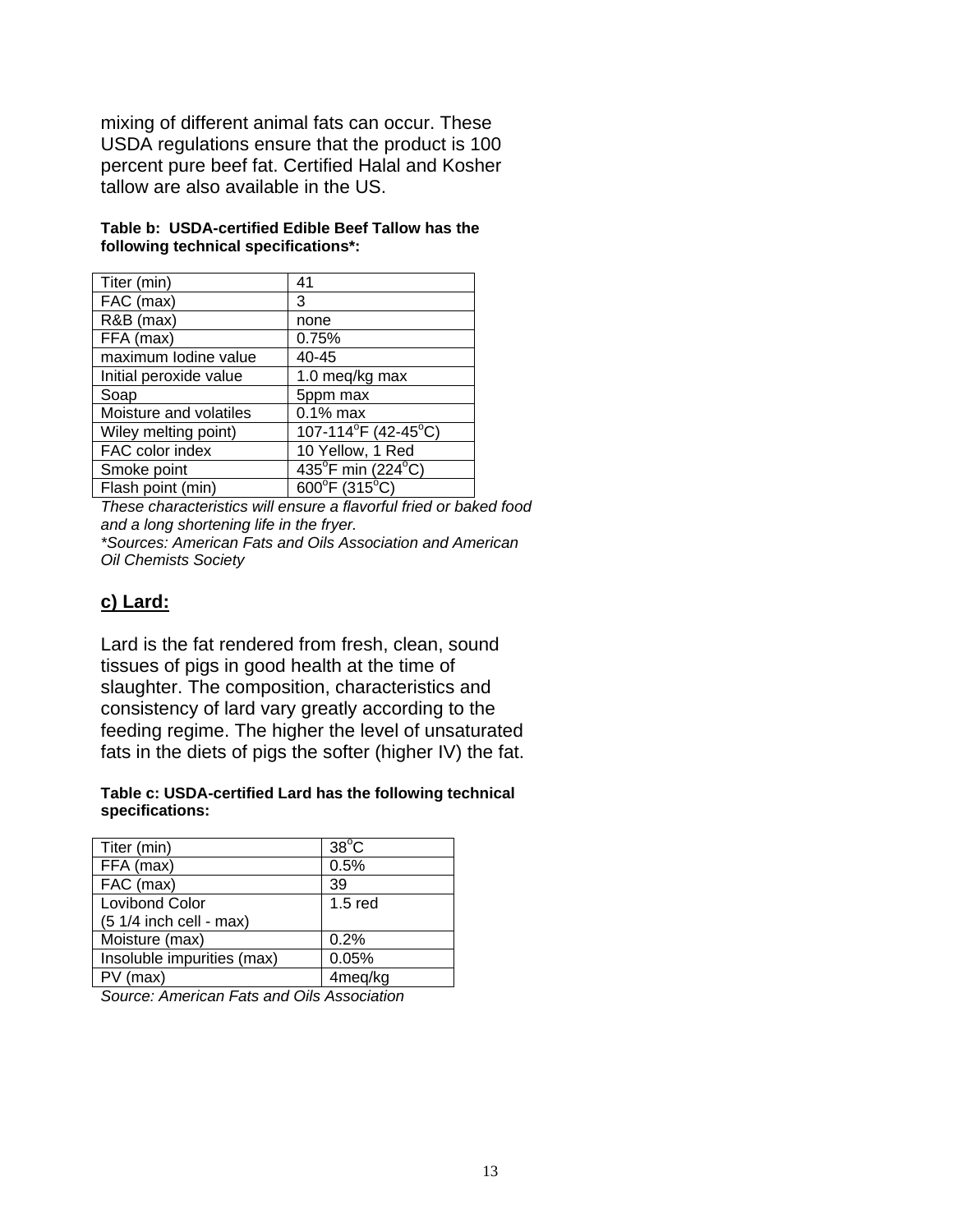mixing of different animal fats can occur. These USDA regulations ensure that the product is 100 percent pure beef fat. Certified Halal and Kosher tallow are also available in the US.

**Table b: USDA-certified Edible Beef Tallow has the following technical specifications*:**

| | |
|---|---|
| Titer (min) | 41 |
| FAC (max) | 3 |
| R&B (max) | none |
| FFA (max) | 0.75% |
| maximum Iodine value | 40-45 |
| Initial peroxide value | 1.0 meq/kg max |
| Soap | 5ppm max |
| Moisture and volatiles | 0.1% max |
| Wiley melting point) | 107-114$^oF$ (42-45$^oC$) |
| FAC color index | 10 Yellow, 1 Red |
| Smoke point | 435$^oF$ min (224$^oC$) |
| Flash point (min) | 600$^oF$ (315$^oC$) |

*These characteristics will ensure a flavorful fried or baked food and a long shortening life in the fryer.*

*\*Sources: American Fats and Oils Association and American Oil Chemists Society*

## c) Lard:

Lard is the fat rendered from fresh, clean, sound tissues of pigs in good health at the time of slaughter. The composition, characteristics and consistency of lard vary greatly according to the feeding regime. The higher the level of unsaturated fats in the diets of pigs the softer (higher IV) the fat.

**Table c: USDA-certified Lard has the following technical specifications:**

| | |
|---|---|
| Titer (min) | 38$^oC$ |
| FFA (max) | 0.5% |
| FAC (max) | 39 |
| Lovibond Color (5 1/4 inch cell - max) | 1.5 red |
| Moisture (max) | 0.2% |
| Insoluble impurities (max) | 0.05% |
| PV (max) | 4meq/kg |

*Source: American Fats and Oils Association*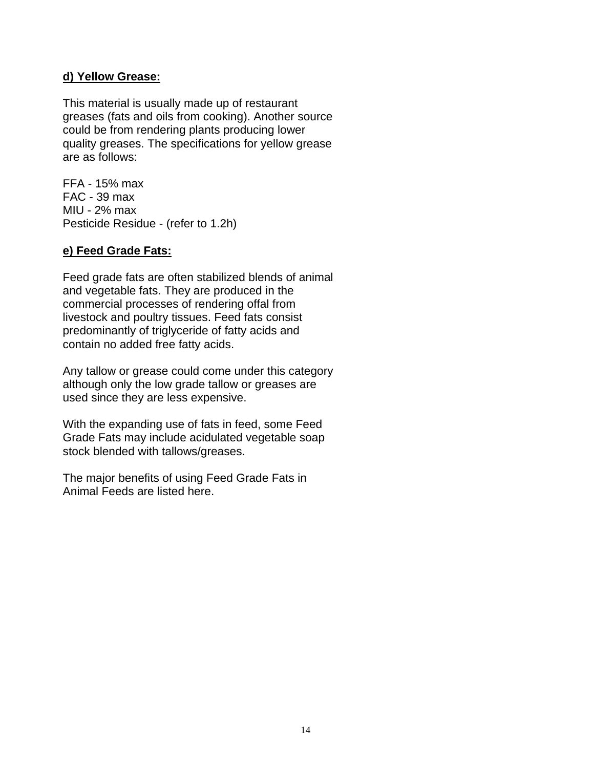**<u>d) Yellow Grease:</u>**

This material is usually made up of restaurant greases (fats and oils from cooking). Another source could be from rendering plants producing lower quality greases. The specifications for yellow grease are as follows:

FFA - 15% max
FAC - 39 max
MIU - 2% max
Pesticide Residue - (refer to 1.2h)

**<u>e) Feed Grade Fats:</u>**

Feed grade fats are often stabilized blends of animal and vegetable fats. They are produced in the commercial processes of rendering offal from livestock and poultry tissues. Feed fats consist predominantly of triglyceride of fatty acids and contain no added free fatty acids.

Any tallow or grease could come under this category although only the low grade tallow or greases are used since they are less expensive.

With the expanding use of fats in feed, some Feed Grade Fats may include acidulated vegetable soap stock blended with tallows/greases.

The major benefits of using Feed Grade Fats in Animal Feeds are listed here.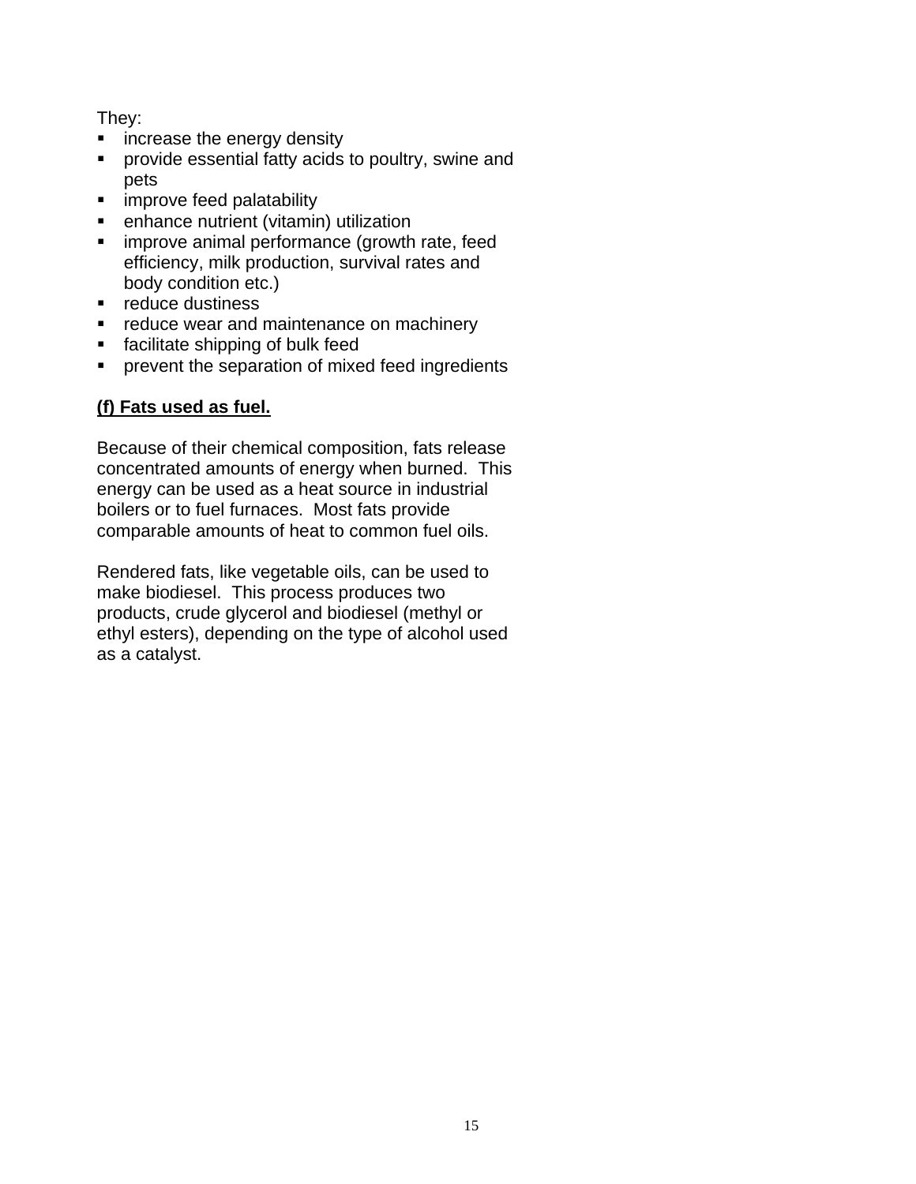They:

- increase the energy density
- provide essential fatty acids to poultry, swine and pets
- improve feed palatability
- enhance nutrient (vitamin) utilization
- improve animal performance (growth rate, feed efficiency, milk production, survival rates and body condition etc.)
- reduce dustiness
- reduce wear and maintenance on machinery
- facilitate shipping of bulk feed
- prevent the separation of mixed feed ingredients

**(f) Fats used as fuel.**

Because of their chemical composition, fats release concentrated amounts of energy when burned. This energy can be used as a heat source in industrial boilers or to fuel furnaces. Most fats provide comparable amounts of heat to common fuel oils.

Rendered fats, like vegetable oils, can be used to make biodiesel. This process produces two products, crude glycerol and biodiesel (methyl or ethyl esters), depending on the type of alcohol used as a catalyst.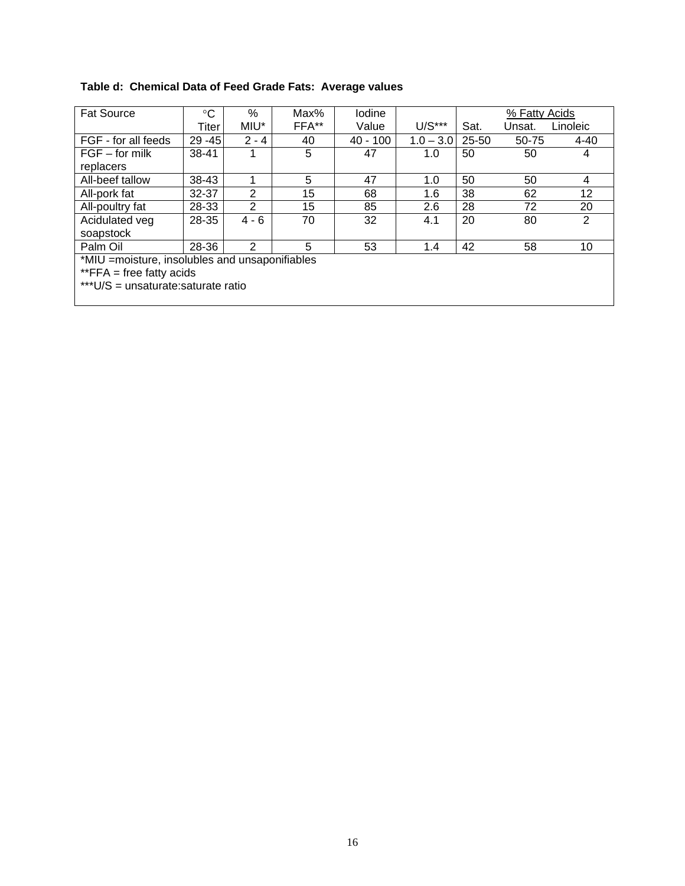**Table d: Chemical Data of Feed Grade Fats: Average values**

| Fat Source | °C Titer | % MIU* | Max% FFA** | Iodine Value | U/S*** | % Fatty Acids Sat. | Unsat. | Linoleic |
|---|---|---|---|---|---|---|---|---|
| FGF - for all feeds | 29 -45 | 2 - 4 | 40 | 40 - 100 | 1.0 – 3.0 | 25-50 | 50-75 | 4-40 |
| FGF – for milk replacers | 38-41 | 1 | 5 | 47 | 1.0 | 50 | 50 | 4 |
| All-beef tallow | 38-43 | 1 | 5 | 47 | 1.0 | 50 | 50 | 4 |
| All-pork fat | 32-37 | 2 | 15 | 68 | 1.6 | 38 | 62 | 12 |
| All-poultry fat | 28-33 | 2 | 15 | 85 | 2.6 | 28 | 72 | 20 |
| Acidulated veg soapstock | 28-35 | 4 - 6 | 70 | 32 | 4.1 | 20 | 80 | 2 |
| Palm Oil | 28-36 | 2 | 5 | 53 | 1.4 | 42 | 58 | 10 |

*MIU =moisture, insolubles and unsaponifiables
**FFA = free fatty acids
***U/S = unsaturate:saturate ratio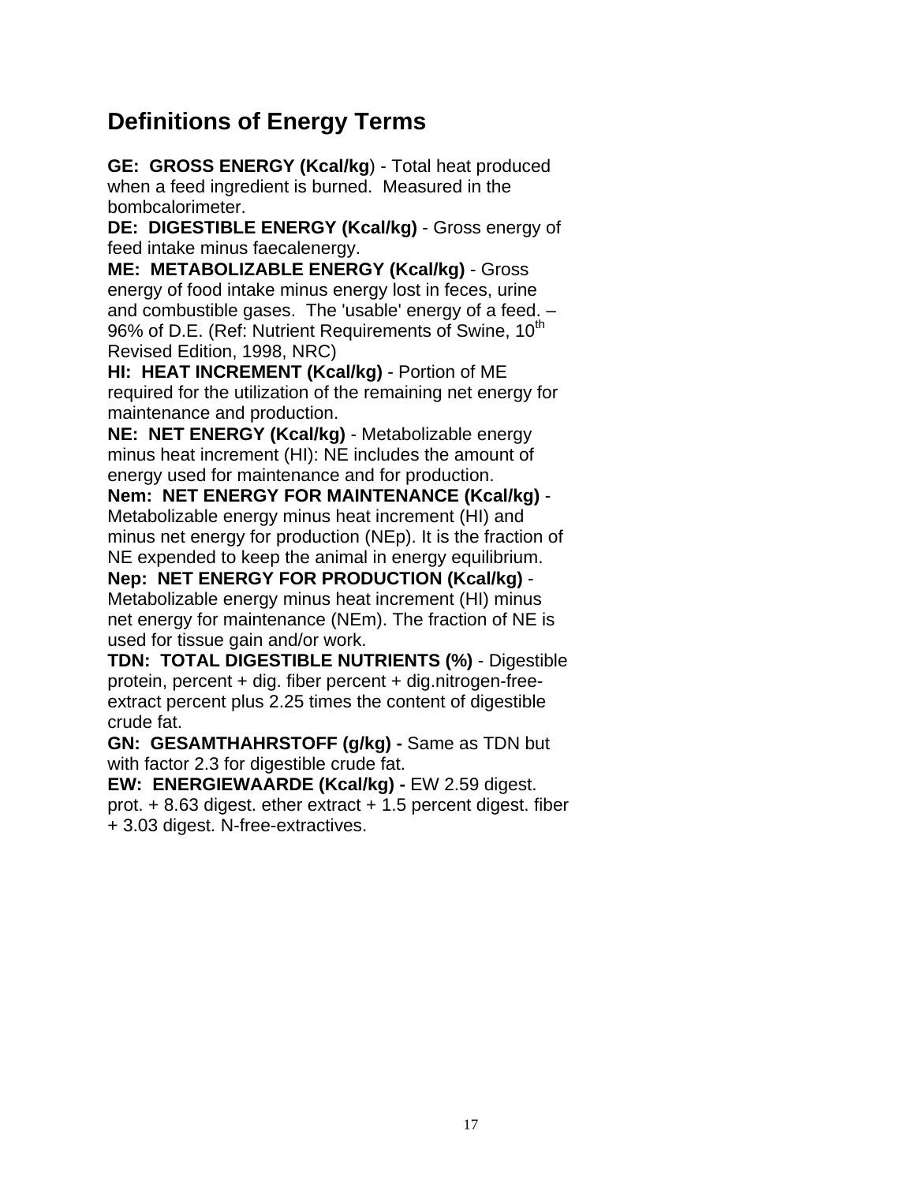# Definitions of Energy Terms

**GE: GROSS ENERGY (Kcal/kg**) - Total heat produced when a feed ingredient is burned. Measured in the bombcalorimeter.
**DE: DIGESTIBLE ENERGY (Kcal/kg)** - Gross energy of feed intake minus faecalenergy.
**ME: METABOLIZABLE ENERGY (Kcal/kg)** - Gross energy of food intake minus energy lost in feces, urine and combustible gases. The 'usable' energy of a feed. – 96% of D.E. (Ref: Nutrient Requirements of Swine, 10th Revised Edition, 1998, NRC)
**HI: HEAT INCREMENT (Kcal/kg)** - Portion of ME required for the utilization of the remaining net energy for maintenance and production.
**NE: NET ENERGY (Kcal/kg)** - Metabolizable energy minus heat increment (HI): NE includes the amount of energy used for maintenance and for production.
**Nem: NET ENERGY FOR MAINTENANCE (Kcal/kg)** - Metabolizable energy minus heat increment (HI) and minus net energy for production (NEp). It is the fraction of NE expended to keep the animal in energy equilibrium.
**Nep: NET ENERGY FOR PRODUCTION (Kcal/kg)** - Metabolizable energy minus heat increment (HI) minus net energy for maintenance (NEm). The fraction of NE is used for tissue gain and/or work.
**TDN: TOTAL DIGESTIBLE NUTRIENTS (%)** - Digestible protein, percent + dig. fiber percent + dig.nitrogen-free-extract percent plus 2.25 times the content of digestible crude fat.
**GN: GESAMTHAHRSTOFF (g/kg) -** Same as TDN but with factor 2.3 for digestible crude fat.
**EW: ENERGIEWAARDE (Kcal/kg) -** EW 2.59 digest. prot. + 8.63 digest. ether extract + 1.5 percent digest. fiber + 3.03 digest. N-free-extractives.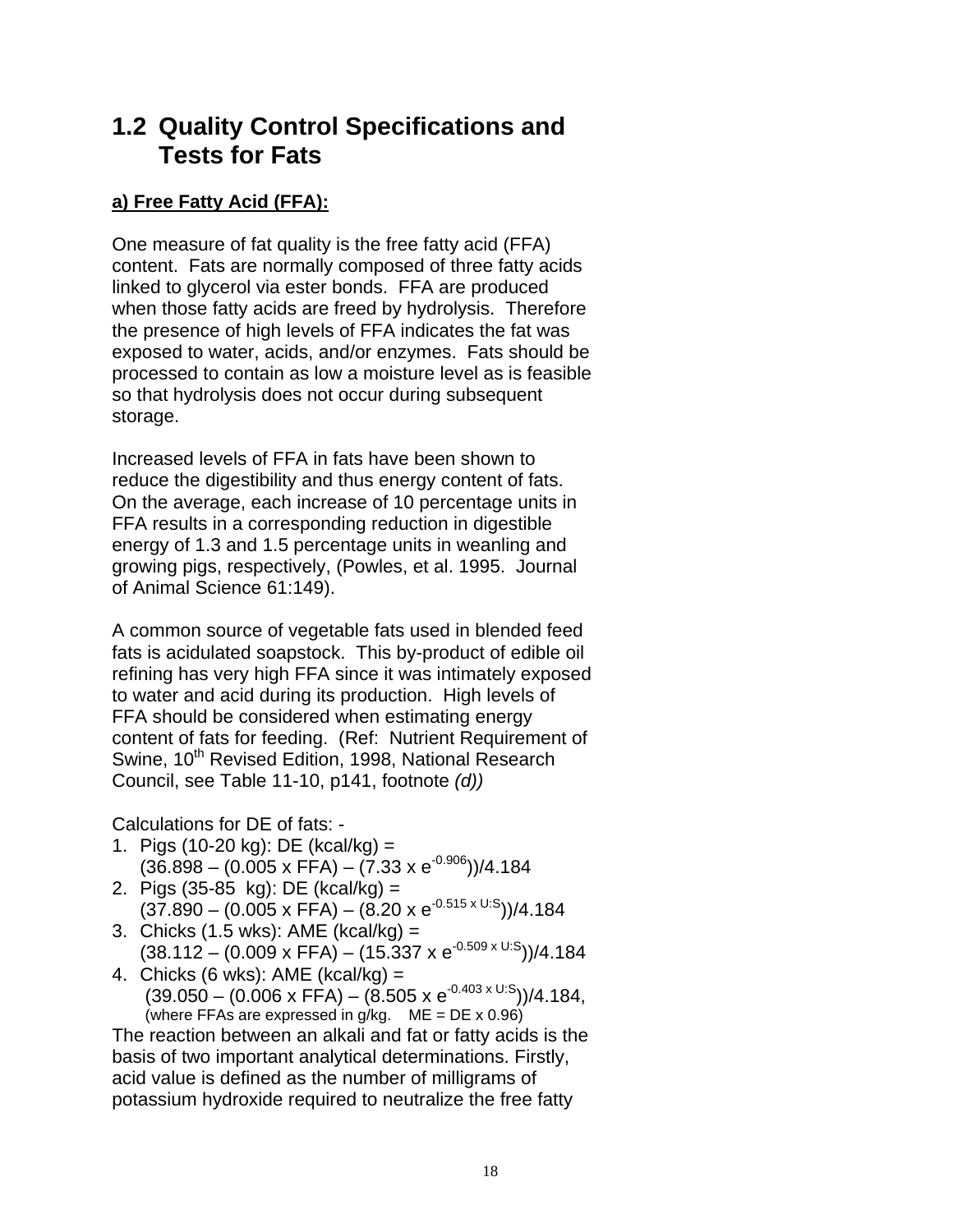## 1.2 Quality Control Specifications and Tests for Fats

**a) Free Fatty Acid (FFA):**

One measure of fat quality is the free fatty acid (FFA) content. Fats are normally composed of three fatty acids linked to glycerol via ester bonds. FFA are produced when those fatty acids are freed by hydrolysis. Therefore the presence of high levels of FFA indicates the fat was exposed to water, acids, and/or enzymes. Fats should be processed to contain as low a moisture level as is feasible so that hydrolysis does not occur during subsequent storage.

Increased levels of FFA in fats have been shown to reduce the digestibility and thus energy content of fats. On the average, each increase of 10 percentage units in FFA results in a corresponding reduction in digestible energy of 1.3 and 1.5 percentage units in weanling and growing pigs, respectively, (Powles, et al. 1995. Journal of Animal Science 61:149).

A common source of vegetable fats used in blended feed fats is acidulated soapstock. This by-product of edible oil refining has very high FFA since it was intimately exposed to water and acid during its production. High levels of FFA should be considered when estimating energy content of fats for feeding. (Ref: Nutrient Requirement of Swine, 10th Revised Edition, 1998, National Research Council, see Table 11-10, p141, footnote *(d)*)

Calculations for DE of fats: -

1. Pigs (10-20 kg): DE (kcal/kg) = $(36.898 - (0.005 \times FFA) - (7.33 \times e^{-0.906}))/4.184$
2. Pigs (35-85 kg): DE (kcal/kg) = $(37.890 - (0.005 \times FFA) - (8.20 \times e^{-0.515 \times U:S}))/4.184$
3. Chicks (1.5 wks): AME (kcal/kg) = $(38.112 - (0.009 \times FFA) - (15.337 \times e^{-0.509 \times U:S}))/4.184$
4. Chicks (6 wks): AME (kcal/kg) = $(39.050 - (0.006 \times FFA) - (8.505 \times e^{-0.403 \times U:S}))/4.184$, (where FFAs are expressed in g/kg. ME = DE x 0.96)

The reaction between an alkali and fat or fatty acids is the basis of two important analytical determinations. Firstly, acid value is defined as the number of milligrams of potassium hydroxide required to neutralize the free fatty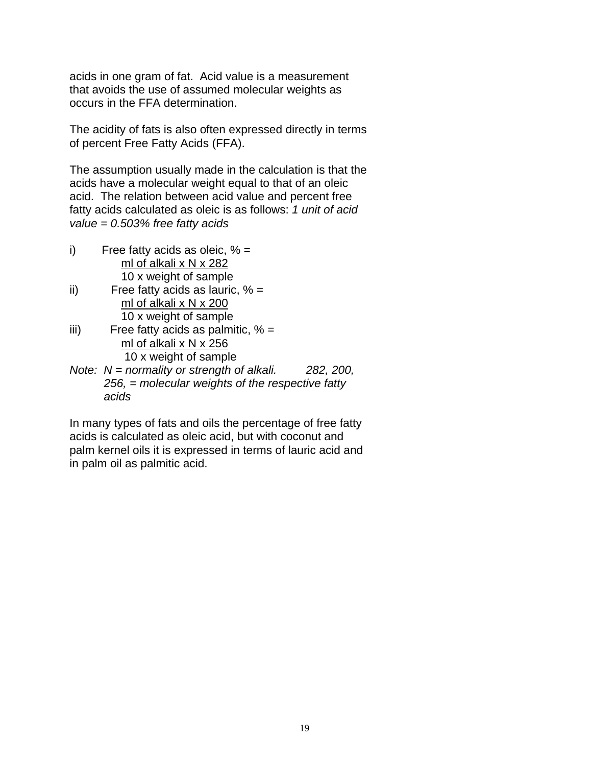acids in one gram of fat. Acid value is a measurement that avoids the use of assumed molecular weights as occurs in the FFA determination.

The acidity of fats is also often expressed directly in terms of percent Free Fatty Acids (FFA).

The assumption usually made in the calculation is that the acids have a molecular weight equal to that of an oleic acid. The relation between acid value and percent free fatty acids calculated as oleic is as follows: *1 unit of acid value = 0.503% free fatty acids*

i) Free fatty acids as oleic, % =

$$\frac{\text{ml of alkali} \times N \times 282}{10 \times \text{weight of sample}}$$

ii) Free fatty acids as lauric, % =

$$\frac{\text{ml of alkali} \times N \times 200}{10 \times \text{weight of sample}}$$

iii) Free fatty acids as palmitic, % =

$$\frac{\text{ml of alkali} \times N \times 256}{10 \times \text{weight of sample}}$$

*Note: N = normality or strength of alkali. 282, 200, 256, = molecular weights of the respective fatty acids*

In many types of fats and oils the percentage of free fatty acids is calculated as oleic acid, but with coconut and palm kernel oils it is expressed in terms of lauric acid and in palm oil as palmitic acid.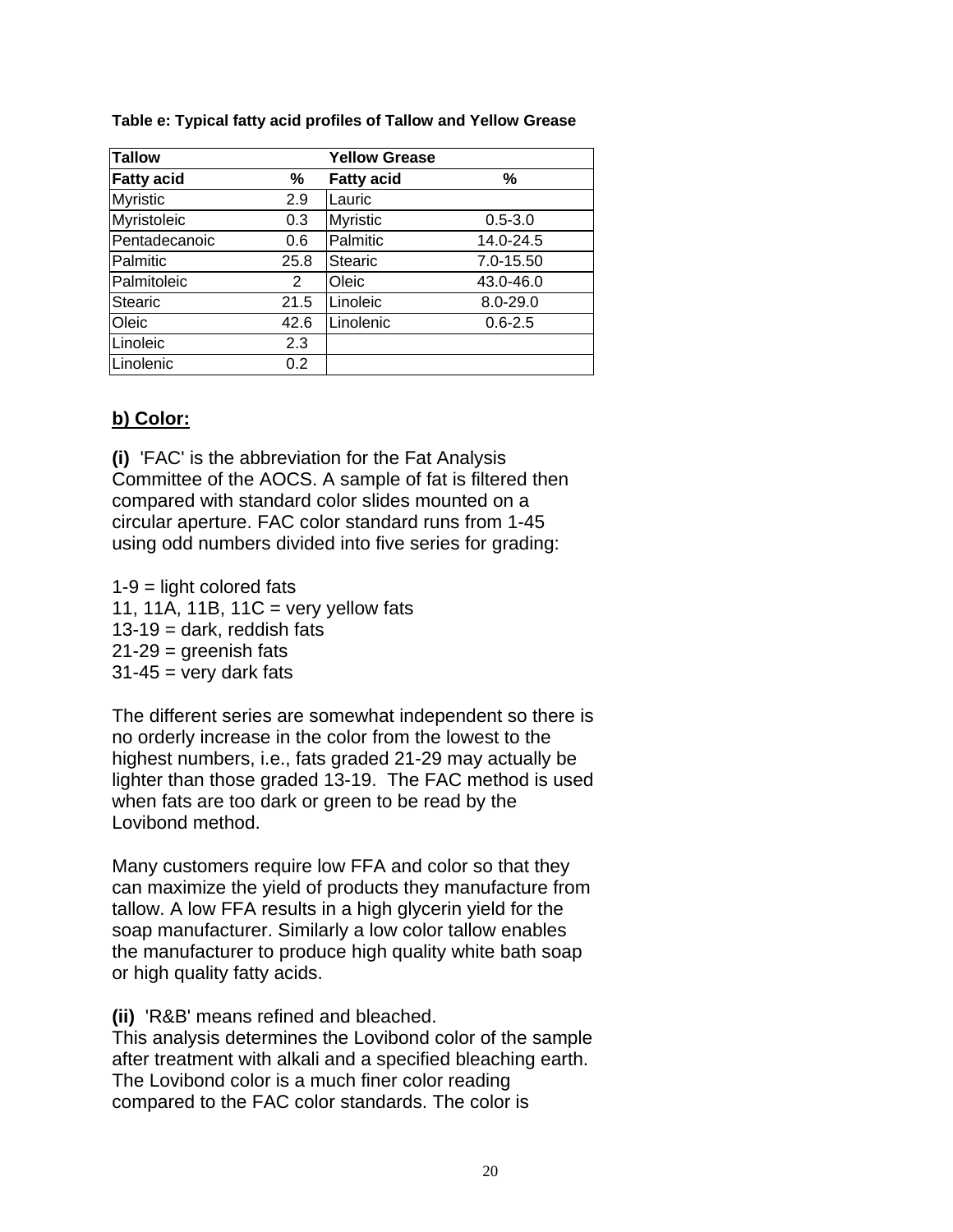**Table e: Typical fatty acid profiles of Tallow and Yellow Grease**

| Tallow | | Yellow Grease | |
|---|---|---|---|
| **Fatty acid** | **%** | **Fatty acid** | **%** |
| Myristic | 2.9 | Lauric | |
| Myristoleic | 0.3 | Myristic | 0.5-3.0 |
| Pentadecanoic | 0.6 | Palmitic | 14.0-24.5 |
| Palmitic | 25.8 | Stearic | 7.0-15.50 |
| Palmitoleic | 2 | Oleic | 43.0-46.0 |
| Stearic | 21.5 | Linoleic | 8.0-29.0 |
| Oleic | 42.6 | Linolenic | 0.6-2.5 |
| Linoleic | 2.3 | | |
| Linolenic | 0.2 | | |

## b) Color:

**(i)** 'FAC' is the abbreviation for the Fat Analysis Committee of the AOCS. A sample of fat is filtered then compared with standard color slides mounted on a circular aperture. FAC color standard runs from 1-45 using odd numbers divided into five series for grading:

1-9 = light colored fats
11, 11A, 11B, 11C = very yellow fats
13-19 = dark, reddish fats
21-29 = greenish fats
31-45 = very dark fats

The different series are somewhat independent so there is no orderly increase in the color from the lowest to the highest numbers, i.e., fats graded 21-29 may actually be lighter than those graded 13-19. The FAC method is used when fats are too dark or green to be read by the Lovibond method.

Many customers require low FFA and color so that they can maximize the yield of products they manufacture from tallow. A low FFA results in a high glycerin yield for the soap manufacturer. Similarly a low color tallow enables the manufacturer to produce high quality white bath soap or high quality fatty acids.

**(ii)** 'R&B' means refined and bleached.
This analysis determines the Lovibond color of the sample after treatment with alkali and a specified bleaching earth. The Lovibond color is a much finer color reading compared to the FAC color standards. The color is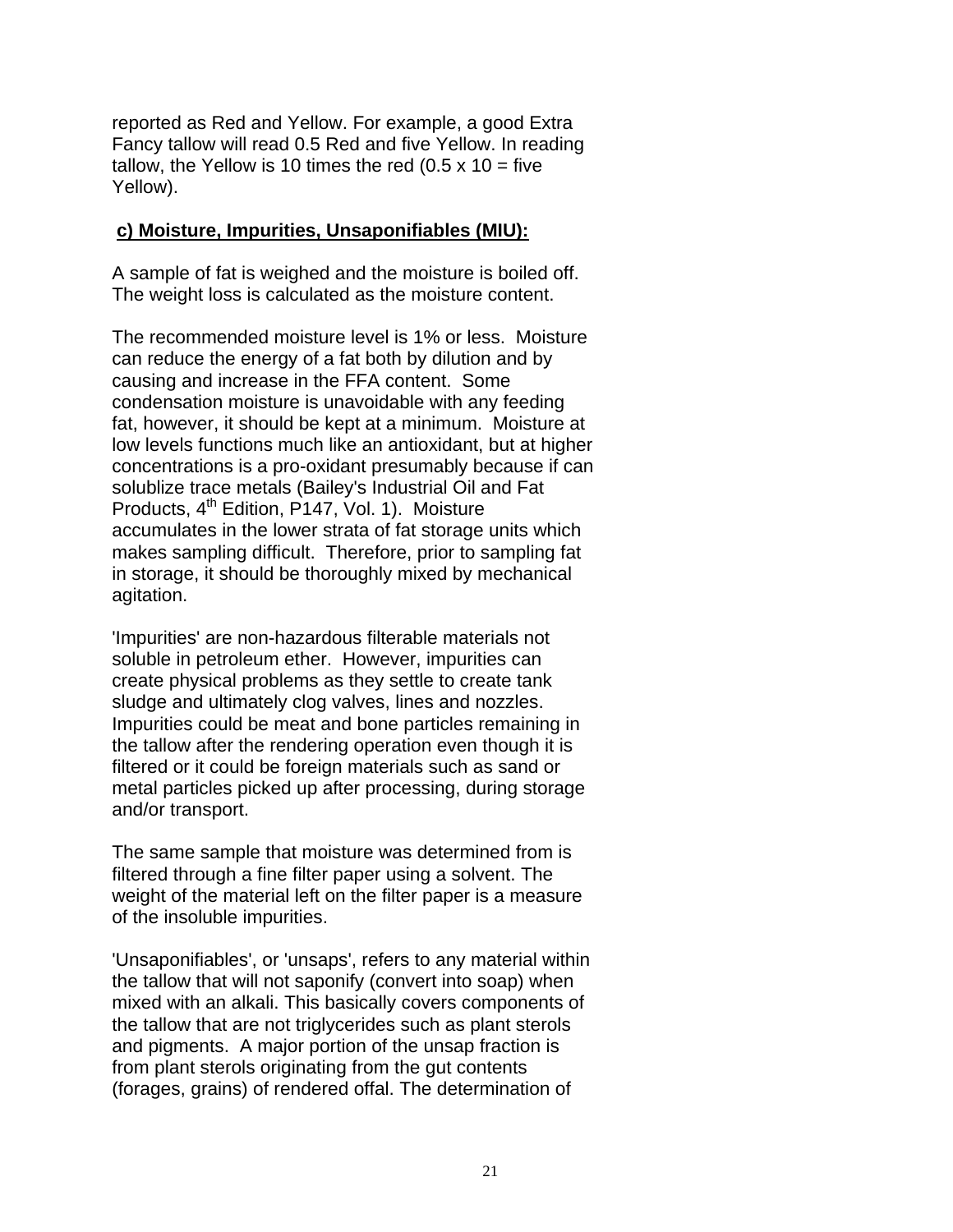reported as Red and Yellow. For example, a good Extra Fancy tallow will read 0.5 Red and five Yellow. In reading tallow, the Yellow is 10 times the red (0.5 x 10 = five Yellow).

**c) Moisture, Impurities, Unsaponifiables (MIU):**

A sample of fat is weighed and the moisture is boiled off. The weight loss is calculated as the moisture content.

The recommended moisture level is 1% or less. Moisture can reduce the energy of a fat both by dilution and by causing and increase in the FFA content. Some condensation moisture is unavoidable with any feeding fat, however, it should be kept at a minimum. Moisture at low levels functions much like an antioxidant, but at higher concentrations is a pro-oxidant presumably because if can solublize trace metals (Bailey's Industrial Oil and Fat Products, 4th Edition, P147, Vol. 1). Moisture accumulates in the lower strata of fat storage units which makes sampling difficult. Therefore, prior to sampling fat in storage, it should be thoroughly mixed by mechanical agitation.

'Impurities' are non-hazardous filterable materials not soluble in petroleum ether. However, impurities can create physical problems as they settle to create tank sludge and ultimately clog valves, lines and nozzles. Impurities could be meat and bone particles remaining in the tallow after the rendering operation even though it is filtered or it could be foreign materials such as sand or metal particles picked up after processing, during storage and/or transport.

The same sample that moisture was determined from is filtered through a fine filter paper using a solvent. The weight of the material left on the filter paper is a measure of the insoluble impurities.

'Unsaponifiables', or 'unsaps', refers to any material within the tallow that will not saponify (convert into soap) when mixed with an alkali. This basically covers components of the tallow that are not triglycerides such as plant sterols and pigments. A major portion of the unsap fraction is from plant sterols originating from the gut contents (forages, grains) of rendered offal. The determination of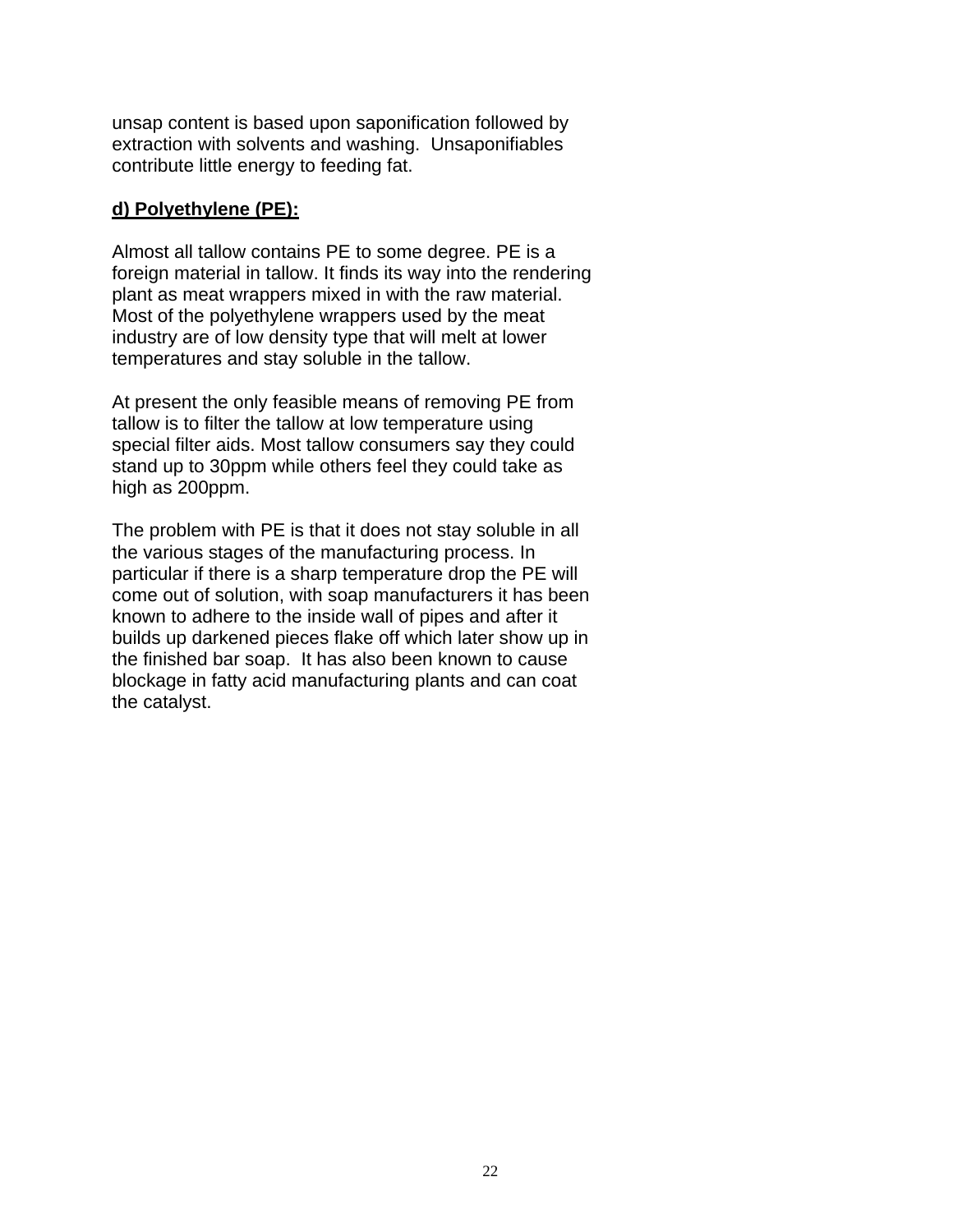unsap content is based upon saponification followed by extraction with solvents and washing.  Unsaponifiables contribute little energy to feeding fat.

**d) Polyethylene (PE):**

Almost all tallow contains PE to some degree. PE is a foreign material in tallow. It finds its way into the rendering plant as meat wrappers mixed in with the raw material. Most of the polyethylene wrappers used by the meat industry are of low density type that will melt at lower temperatures and stay soluble in the tallow.

At present the only feasible means of removing PE from tallow is to filter the tallow at low temperature using special filter aids. Most tallow consumers say they could stand up to 30ppm while others feel they could take as high as 200ppm.

The problem with PE is that it does not stay soluble in all the various stages of the manufacturing process. In particular if there is a sharp temperature drop the PE will come out of solution, with soap manufacturers it has been known to adhere to the inside wall of pipes and after it builds up darkened pieces flake off which later show up in the finished bar soap.  It has also been known to cause blockage in fatty acid manufacturing plants and can coat the catalyst.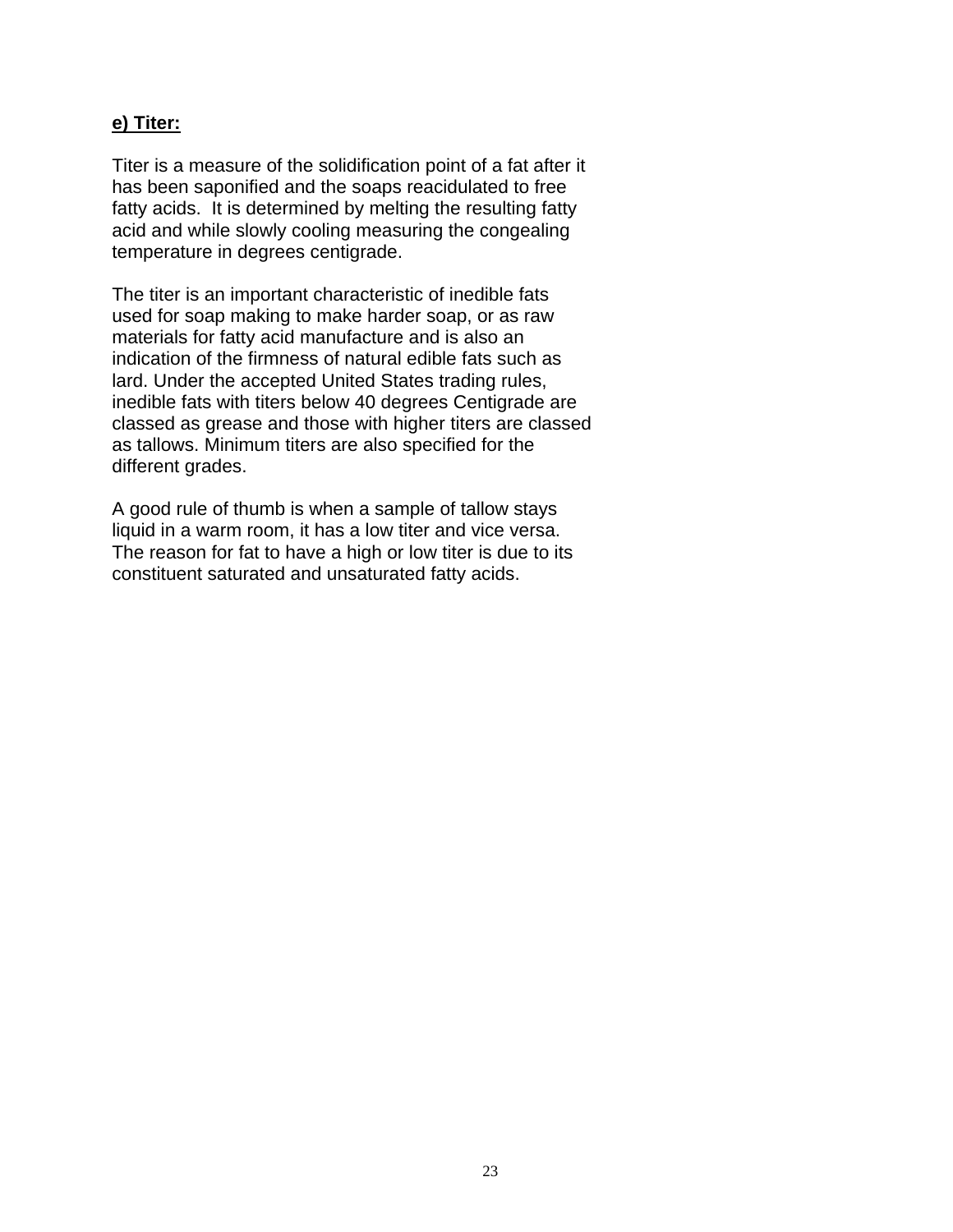**e) Titer:**

Titer is a measure of the solidification point of a fat after it has been saponified and the soaps reacidulated to free fatty acids. It is determined by melting the resulting fatty acid and while slowly cooling measuring the congealing temperature in degrees centigrade.

The titer is an important characteristic of inedible fats used for soap making to make harder soap, or as raw materials for fatty acid manufacture and is also an indication of the firmness of natural edible fats such as lard. Under the accepted United States trading rules, inedible fats with titers below 40 degrees Centigrade are classed as grease and those with higher titers are classed as tallows. Minimum titers are also specified for the different grades.

A good rule of thumb is when a sample of tallow stays liquid in a warm room, it has a low titer and vice versa. The reason for fat to have a high or low titer is due to its constituent saturated and unsaturated fatty acids.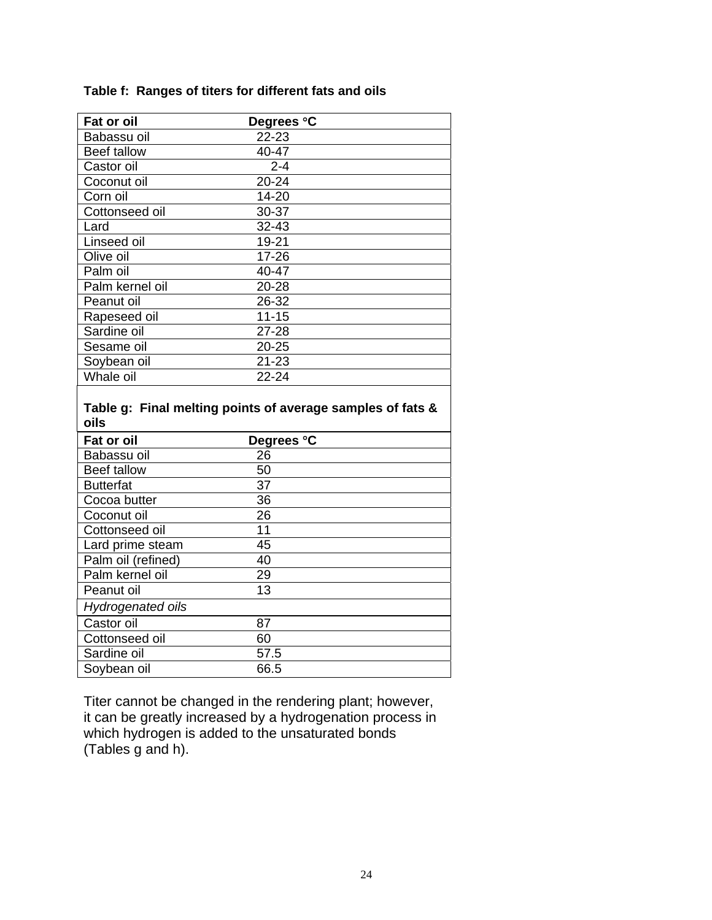**Table f: Ranges of titers for different fats and oils**

| Fat or oil | Degrees °C |
|---|---|
| Babassu oil | 22-23 |
| Beef tallow | 40-47 |
| Castor oil | 2-4 |
| Coconut oil | 20-24 |
| Corn oil | 14-20 |
| Cottonseed oil | 30-37 |
| Lard | 32-43 |
| Linseed oil | 19-21 |
| Olive oil | 17-26 |
| Palm oil | 40-47 |
| Palm kernel oil | 20-28 |
| Peanut oil | 26-32 |
| Rapeseed oil | 11-15 |
| Sardine oil | 27-28 |
| Sesame oil | 20-25 |
| Soybean oil | 21-23 |
| Whale oil | 22-24 |

**Table g: Final melting points of average samples of fats & oils**

| Fat or oil | Degrees °C |
|---|---|
| Babassu oil | 26 |
| Beef tallow | 50 |
| Butterfat | 37 |
| Cocoa butter | 36 |
| Coconut oil | 26 |
| Cottonseed oil | 11 |
| Lard prime steam | 45 |
| Palm oil (refined) | 40 |
| Palm kernel oil | 29 |
| Peanut oil | 13 |
| *Hydrogenated oils* | |
| Castor oil | 87 |
| Cottonseed oil | 60 |
| Sardine oil | 57.5 |
| Soybean oil | 66.5 |

Titer cannot be changed in the rendering plant; however, it can be greatly increased by a hydrogenation process in which hydrogen is added to the unsaturated bonds (Tables g and h).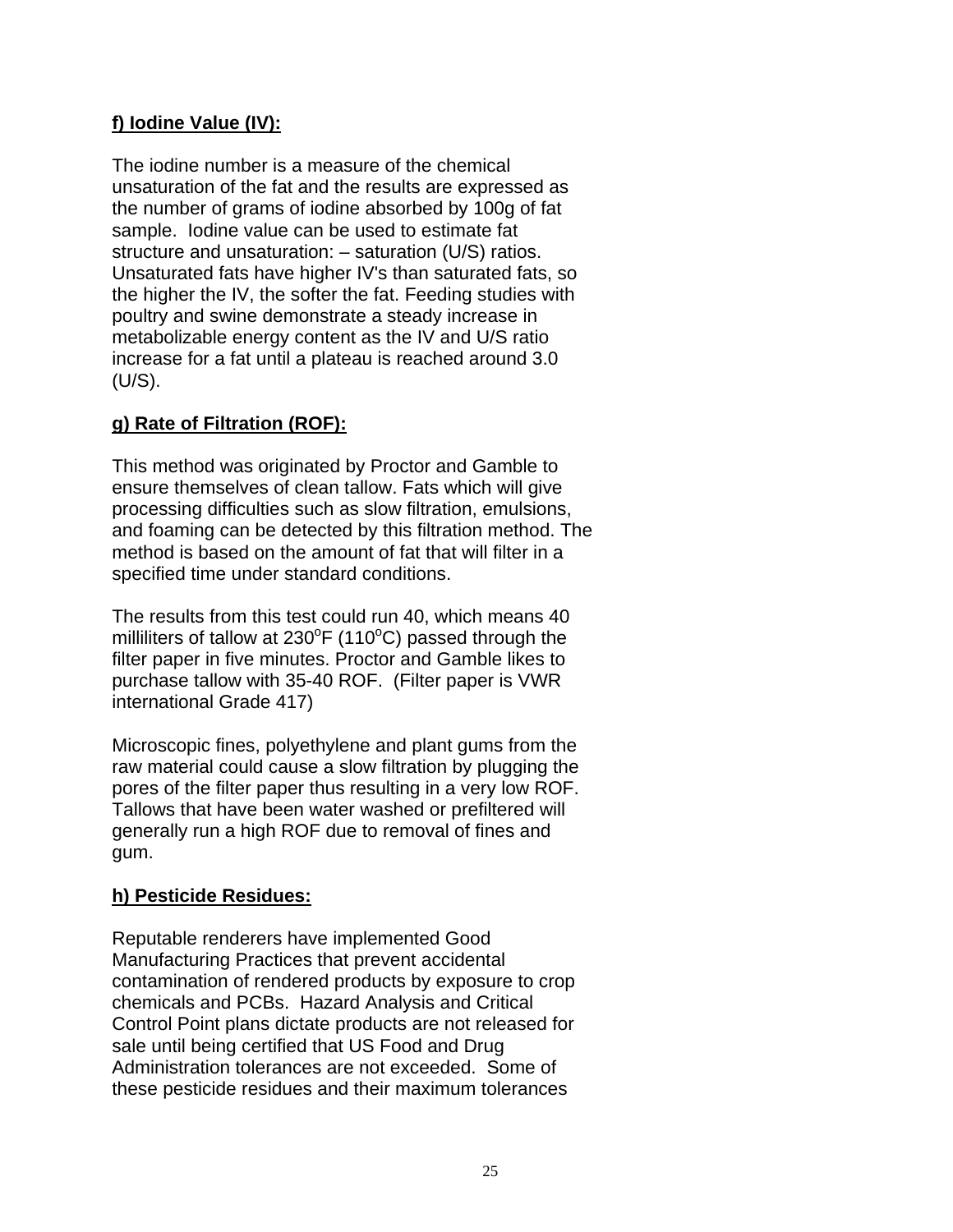**f) Iodine Value (IV):**

The iodine number is a measure of the chemical unsaturation of the fat and the results are expressed as the number of grams of iodine absorbed by 100g of fat sample. Iodine value can be used to estimate fat structure and unsaturation: – saturation (U/S) ratios. Unsaturated fats have higher IV's than saturated fats, so the higher the IV, the softer the fat. Feeding studies with poultry and swine demonstrate a steady increase in metabolizable energy content as the IV and U/S ratio increase for a fat until a plateau is reached around 3.0 (U/S).

**g) Rate of Filtration (ROF):**

This method was originated by Proctor and Gamble to ensure themselves of clean tallow. Fats which will give processing difficulties such as slow filtration, emulsions, and foaming can be detected by this filtration method. The method is based on the amount of fat that will filter in a specified time under standard conditions.

The results from this test could run 40, which means 40 milliliters of tallow at 230$^o$F (110$^o$C) passed through the filter paper in five minutes. Proctor and Gamble likes to purchase tallow with 35-40 ROF. (Filter paper is VWR international Grade 417)

Microscopic fines, polyethylene and plant gums from the raw material could cause a slow filtration by plugging the pores of the filter paper thus resulting in a very low ROF. Tallows that have been water washed or prefiltered will generally run a high ROF due to removal of fines and gum.

**h) Pesticide Residues:**

Reputable renderers have implemented Good Manufacturing Practices that prevent accidental contamination of rendered products by exposure to crop chemicals and PCBs. Hazard Analysis and Critical Control Point plans dictate products are not released for sale until being certified that US Food and Drug Administration tolerances are not exceeded. Some of these pesticide residues and their maximum tolerances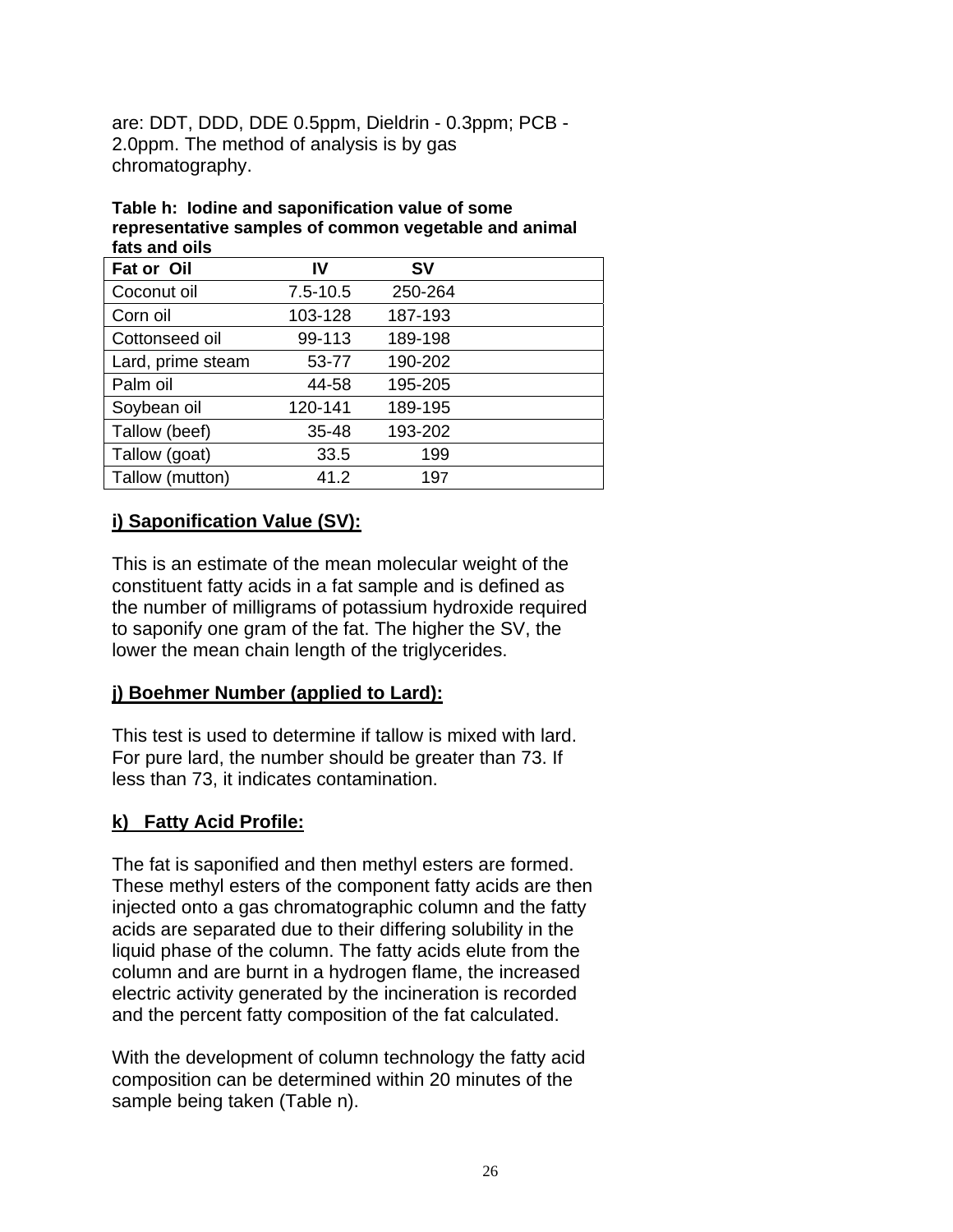are: DDT, DDD, DDE 0.5ppm, Dieldrin - 0.3ppm; PCB - 2.0ppm. The method of analysis is by gas chromatography.

**Table h: Iodine and saponification value of some representative samples of common vegetable and animal fats and oils**

| Fat or Oil | IV | SV |
|---|---|---|
| Coconut oil | 7.5-10.5 | 250-264 |
| Corn oil | 103-128 | 187-193 |
| Cottonseed oil | 99-113 | 189-198 |
| Lard, prime steam | 53-77 | 190-202 |
| Palm oil | 44-58 | 195-205 |
| Soybean oil | 120-141 | 189-195 |
| Tallow (beef) | 35-48 | 193-202 |
| Tallow (goat) | 33.5 | 199 |
| Tallow (mutton) | 41.2 | 197 |

**i) Saponification Value (SV):**

This is an estimate of the mean molecular weight of the constituent fatty acids in a fat sample and is defined as the number of milligrams of potassium hydroxide required to saponify one gram of the fat. The higher the SV, the lower the mean chain length of the triglycerides.

**j) Boehmer Number (applied to Lard):**

This test is used to determine if tallow is mixed with lard. For pure lard, the number should be greater than 73. If less than 73, it indicates contamination.

**k) Fatty Acid Profile:**

The fat is saponified and then methyl esters are formed. These methyl esters of the component fatty acids are then injected onto a gas chromatographic column and the fatty acids are separated due to their differing solubility in the liquid phase of the column. The fatty acids elute from the column and are burnt in a hydrogen flame, the increased electric activity generated by the incineration is recorded and the percent fatty composition of the fat calculated.

With the development of column technology the fatty acid composition can be determined within 20 minutes of the sample being taken (Table n).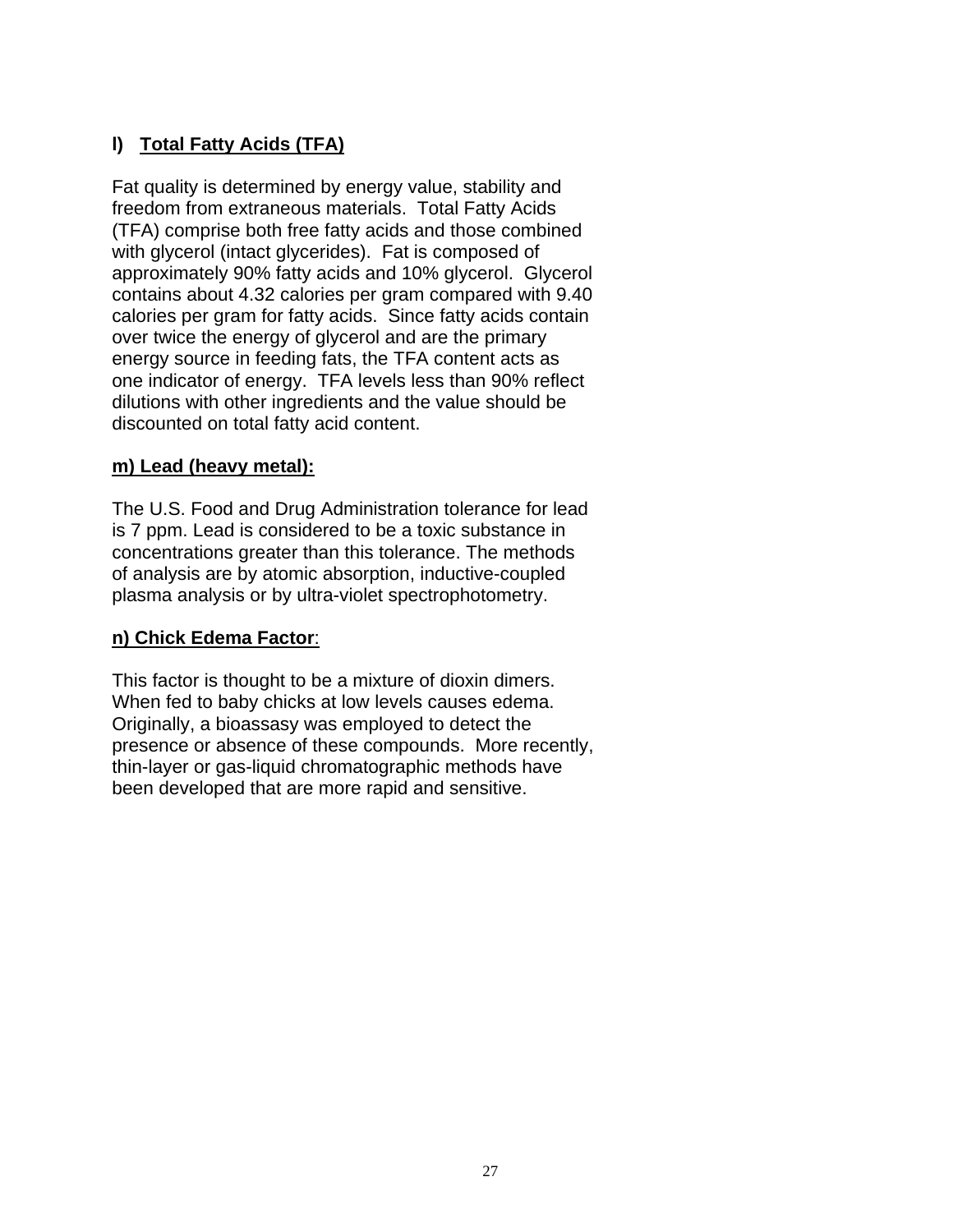### l) Total Fatty Acids (TFA)

Fat quality is determined by energy value, stability and freedom from extraneous materials. Total Fatty Acids (TFA) comprise both free fatty acids and those combined with glycerol (intact glycerides). Fat is composed of approximately 90% fatty acids and 10% glycerol. Glycerol contains about 4.32 calories per gram compared with 9.40 calories per gram for fatty acids. Since fatty acids contain over twice the energy of glycerol and are the primary energy source in feeding fats, the TFA content acts as one indicator of energy. TFA levels less than 90% reflect dilutions with other ingredients and the value should be discounted on total fatty acid content.

### m) Lead (heavy metal):

The U.S. Food and Drug Administration tolerance for lead is 7 ppm. Lead is considered to be a toxic substance in concentrations greater than this tolerance. The methods of analysis are by atomic absorption, inductive-coupled plasma analysis or by ultra-violet spectrophotometry.

### n) Chick Edema Factor:

This factor is thought to be a mixture of dioxin dimers. When fed to baby chicks at low levels causes edema. Originally, a bioassasy was employed to detect the presence or absence of these compounds. More recently, thin-layer or gas-liquid chromatographic methods have been developed that are more rapid and sensitive.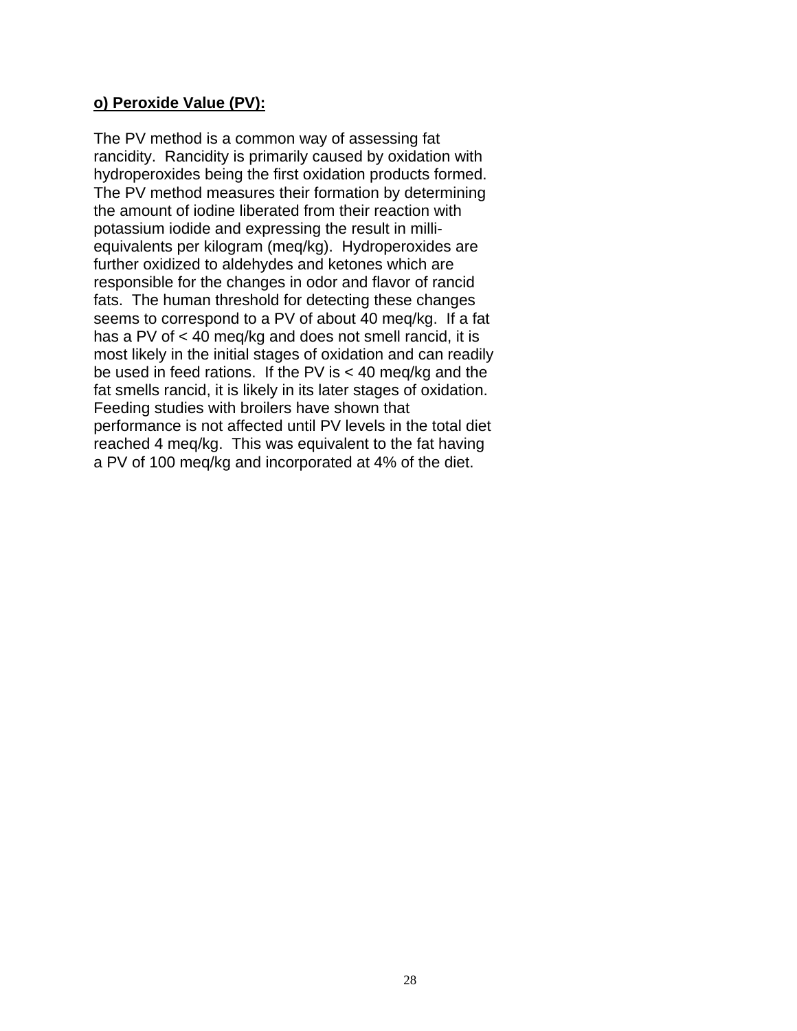**o) Peroxide Value (PV):**

The PV method is a common way of assessing fat rancidity. Rancidity is primarily caused by oxidation with hydroperoxides being the first oxidation products formed. The PV method measures their formation by determining the amount of iodine liberated from their reaction with potassium iodide and expressing the result in milli-equivalents per kilogram (meq/kg). Hydroperoxides are further oxidized to aldehydes and ketones which are responsible for the changes in odor and flavor of rancid fats. The human threshold for detecting these changes seems to correspond to a PV of about 40 meq/kg. If a fat has a PV of < 40 meq/kg and does not smell rancid, it is most likely in the initial stages of oxidation and can readily be used in feed rations. If the PV is < 40 meq/kg and the fat smells rancid, it is likely in its later stages of oxidation. Feeding studies with broilers have shown that performance is not affected until PV levels in the total diet reached 4 meq/kg. This was equivalent to the fat having a PV of 100 meq/kg and incorporated at 4% of the diet.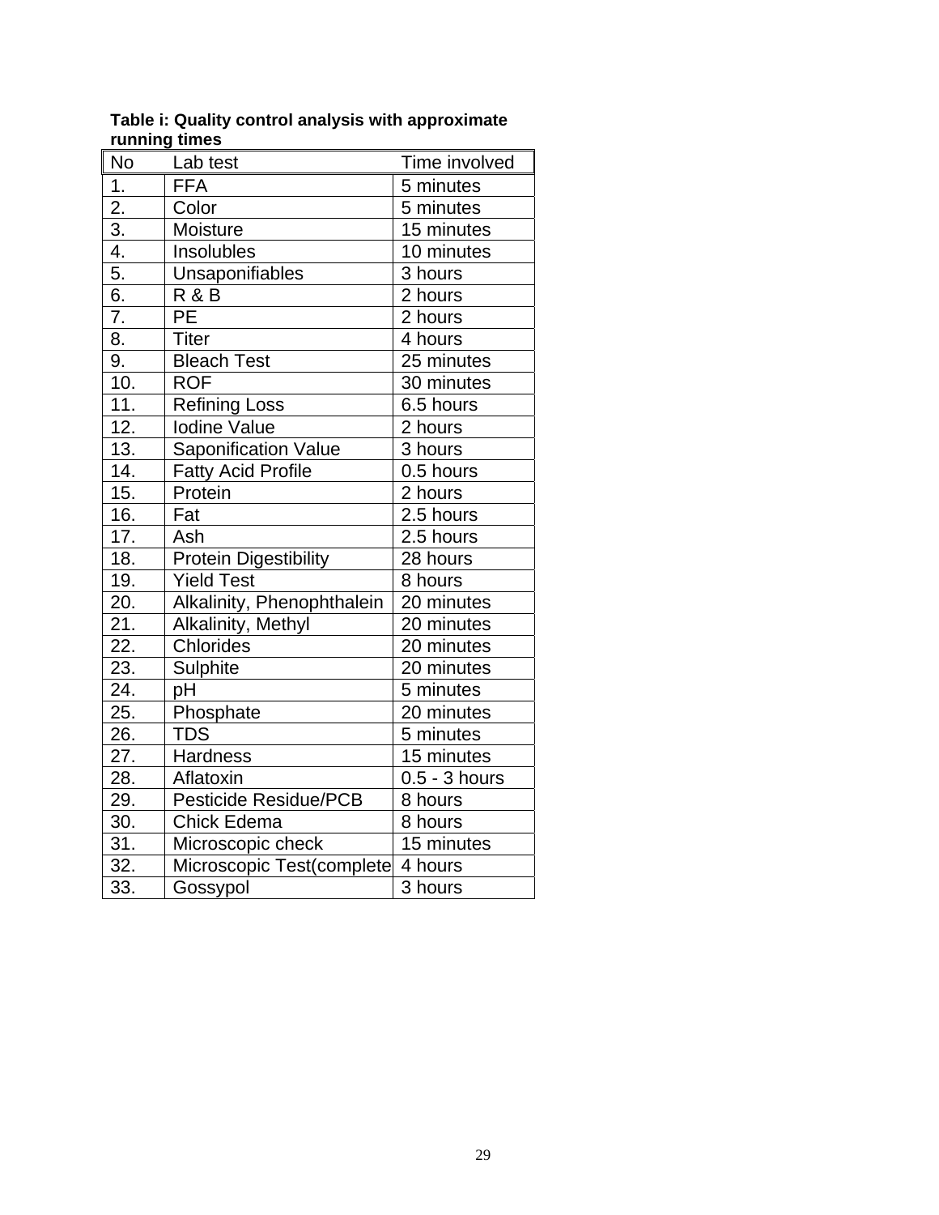**Table i: Quality control analysis with approximate running times**

| No | Lab test | Time involved |
|---|---|---|
| 1. | FFA | 5 minutes |
| 2. | Color | 5 minutes |
| 3. | Moisture | 15 minutes |
| 4. | Insolubles | 10 minutes |
| 5. | Unsaponifiables | 3 hours |
| 6. | R & B | 2 hours |
| 7. | PE | 2 hours |
| 8. | Titer | 4 hours |
| 9. | Bleach Test | 25 minutes |
| 10. | ROF | 30 minutes |
| 11. | Refining Loss | 6.5 hours |
| 12. | Iodine Value | 2 hours |
| 13. | Saponification Value | 3 hours |
| 14. | Fatty Acid Profile | 0.5 hours |
| 15. | Protein | 2 hours |
| 16. | Fat | 2.5 hours |
| 17. | Ash | 2.5 hours |
| 18. | Protein Digestibility | 28 hours |
| 19. | Yield Test | 8 hours |
| 20. | Alkalinity, Phenophthalein | 20 minutes |
| 21. | Alkalinity, Methyl | 20 minutes |
| 22. | Chlorides | 20 minutes |
| 23. | Sulphite | 20 minutes |
| 24. | pH | 5 minutes |
| 25. | Phosphate | 20 minutes |
| 26. | TDS | 5 minutes |
| 27. | Hardness | 15 minutes |
| 28. | Aflatoxin | 0.5 - 3 hours |
| 29. | Pesticide Residue/PCB | 8 hours |
| 30. | Chick Edema | 8 hours |
| 31. | Microscopic check | 15 minutes |
| 32. | Microscopic Test(complete | 4 hours |
| 33. | Gossypol | 3 hours |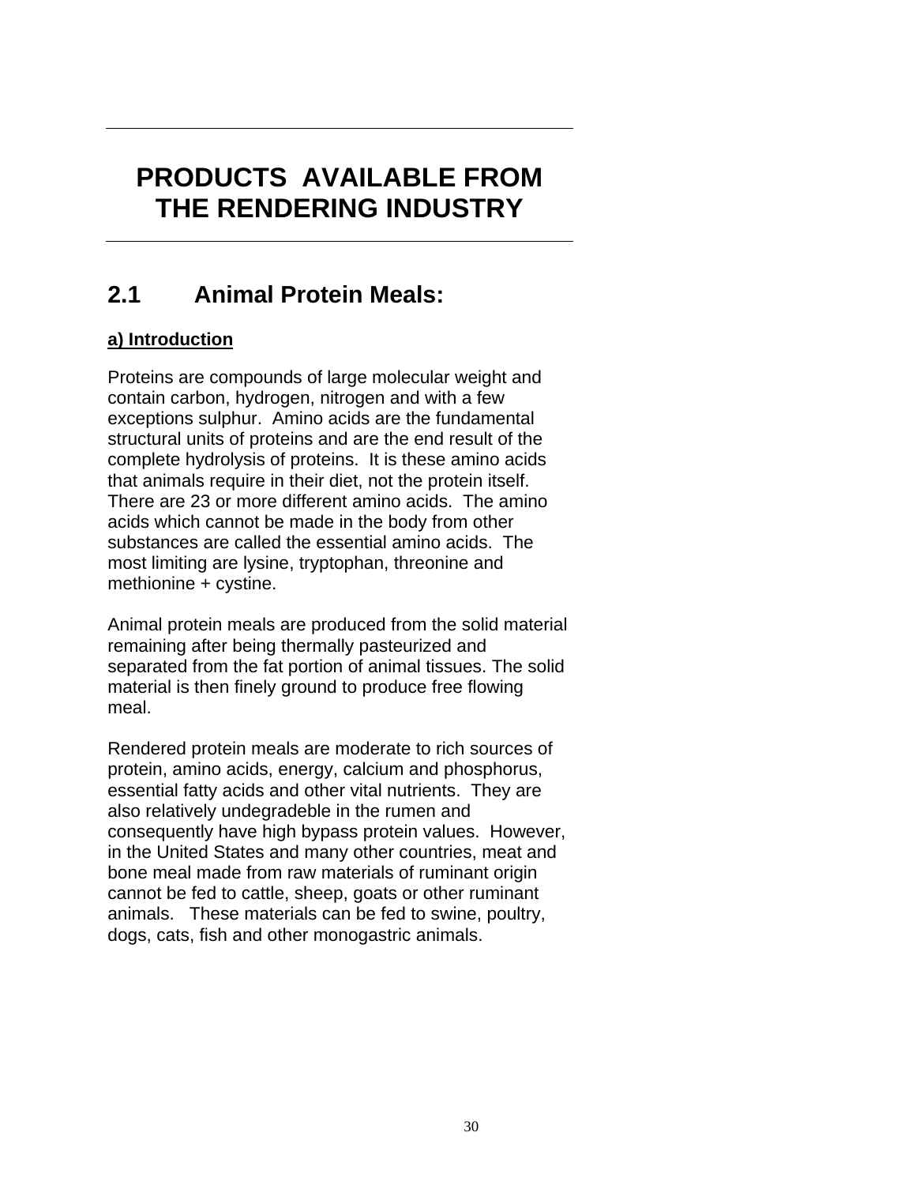# PRODUCTS AVAILABLE FROM THE RENDERING INDUSTRY

## 2.1 Animal Protein Meals:

### a) Introduction

Proteins are compounds of large molecular weight and contain carbon, hydrogen, nitrogen and with a few exceptions sulphur. Amino acids are the fundamental structural units of proteins and are the end result of the complete hydrolysis of proteins. It is these amino acids that animals require in their diet, not the protein itself. There are 23 or more different amino acids. The amino acids which cannot be made in the body from other substances are called the essential amino acids. The most limiting are lysine, tryptophan, threonine and methionine + cystine.

Animal protein meals are produced from the solid material remaining after being thermally pasteurized and separated from the fat portion of animal tissues. The solid material is then finely ground to produce free flowing meal.

Rendered protein meals are moderate to rich sources of protein, amino acids, energy, calcium and phosphorus, essential fatty acids and other vital nutrients. They are also relatively undegradeble in the rumen and consequently have high bypass protein values. However, in the United States and many other countries, meat and bone meal made from raw materials of ruminant origin cannot be fed to cattle, sheep, goats or other ruminant animals. These materials can be fed to swine, poultry, dogs, cats, fish and other monogastric animals.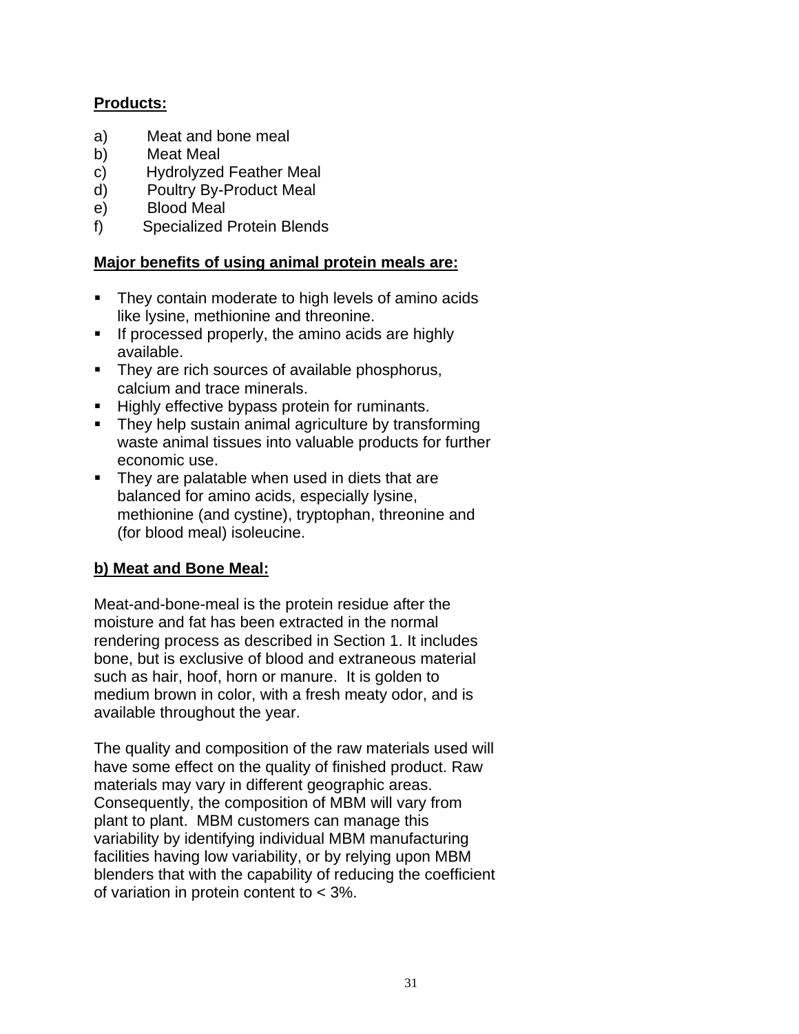**Products:**

a) Meat and bone meal
b) Meat Meal
c) Hydrolyzed Feather Meal
d) Poultry By-Product Meal
e) Blood Meal
f) Specialized Protein Blends

**Major benefits of using animal protein meals are:**

- They contain moderate to high levels of amino acids like lysine, methionine and threonine.
- If processed properly, the amino acids are highly available.
- They are rich sources of available phosphorus, calcium and trace minerals.
- Highly effective bypass protein for ruminants.
- They help sustain animal agriculture by transforming waste animal tissues into valuable products for further economic use.
- They are palatable when used in diets that are balanced for amino acids, especially lysine, methionine (and cystine), tryptophan, threonine and (for blood meal) isoleucine.

**b) Meat and Bone Meal:**

Meat-and-bone-meal is the protein residue after the moisture and fat has been extracted in the normal rendering process as described in Section 1. It includes bone, but is exclusive of blood and extraneous material such as hair, hoof, horn or manure. It is golden to medium brown in color, with a fresh meaty odor, and is available throughout the year.

The quality and composition of the raw materials used will have some effect on the quality of finished product. Raw materials may vary in different geographic areas. Consequently, the composition of MBM will vary from plant to plant. MBM customers can manage this variability by identifying individual MBM manufacturing facilities having low variability, or by relying upon MBM blenders that with the capability of reducing the coefficient of variation in protein content to < 3%.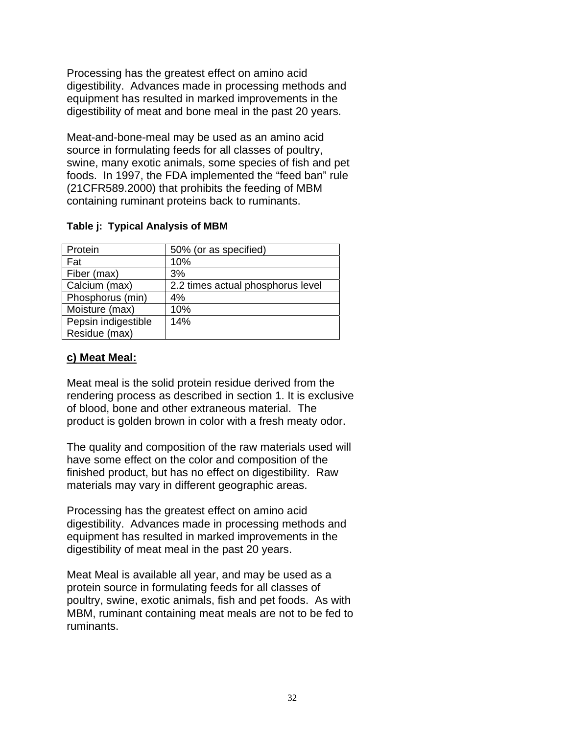Processing has the greatest effect on amino acid digestibility. Advances made in processing methods and equipment has resulted in marked improvements in the digestibility of meat and bone meal in the past 20 years.

Meat-and-bone-meal may be used as an amino acid source in formulating feeds for all classes of poultry, swine, many exotic animals, some species of fish and pet foods. In 1997, the FDA implemented the "feed ban" rule (21CFR589.2000) that prohibits the feeding of MBM containing ruminant proteins back to ruminants.

**Table j: Typical Analysis of MBM**

| Protein | 50% (or as specified) |
|---|---|
| Fat | 10% |
| Fiber (max) | 3% |
| Calcium (max) | 2.2 times actual phosphorus level |
| Phosphorus (min) | 4% |
| Moisture (max) | 10% |
| Pepsin indigestible Residue (max) | 14% |

**c) Meat Meal:**

Meat meal is the solid protein residue derived from the rendering process as described in section 1. It is exclusive of blood, bone and other extraneous material. The product is golden brown in color with a fresh meaty odor.

The quality and composition of the raw materials used will have some effect on the color and composition of the finished product, but has no effect on digestibility. Raw materials may vary in different geographic areas.

Processing has the greatest effect on amino acid digestibility. Advances made in processing methods and equipment has resulted in marked improvements in the digestibility of meat meal in the past 20 years.

Meat Meal is available all year, and may be used as a protein source in formulating feeds for all classes of poultry, swine, exotic animals, fish and pet foods. As with MBM, ruminant containing meat meals are not to be fed to ruminants.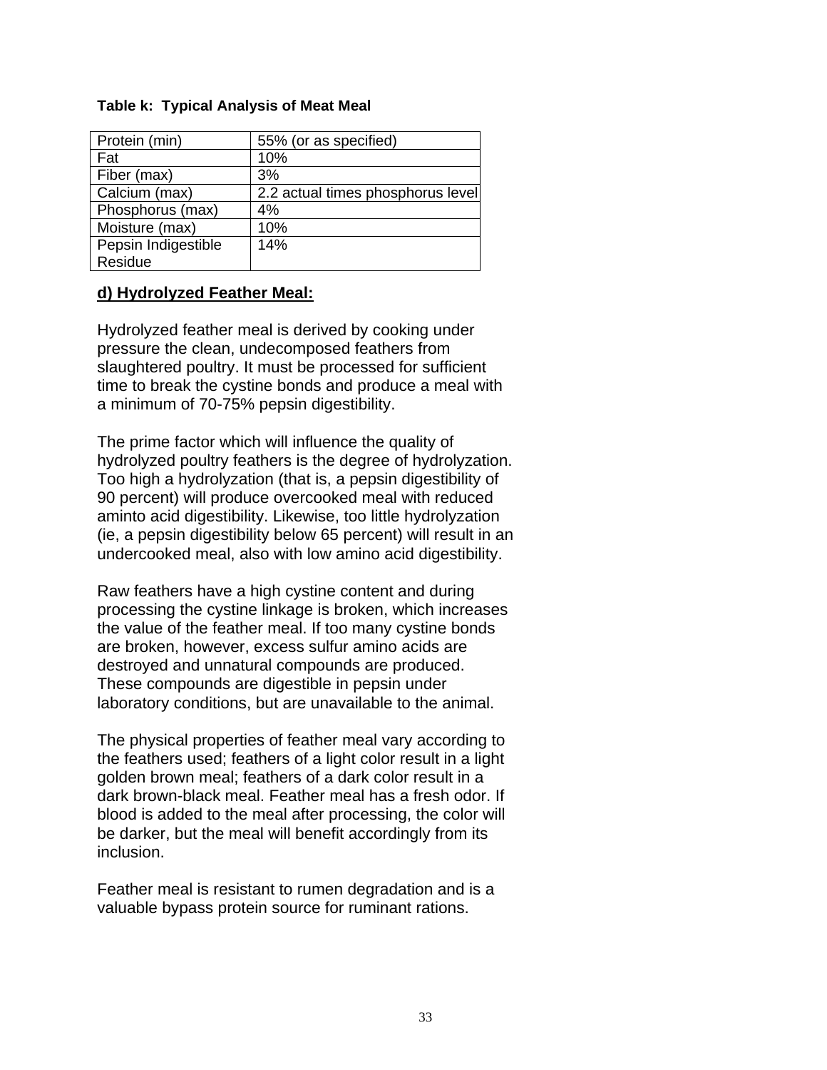**Table k: Typical Analysis of Meat Meal**

| | |
|---|---|
| Protein (min) | 55% (or as specified) |
| Fat | 10% |
| Fiber (max) | 3% |
| Calcium (max) | 2.2 actual times phosphorus level |
| Phosphorus (max) | 4% |
| Moisture (max) | 10% |
| Pepsin Indigestible Residue | 14% |

**d) Hydrolyzed Feather Meal:**

Hydrolyzed feather meal is derived by cooking under pressure the clean, undecomposed feathers from slaughtered poultry. It must be processed for sufficient time to break the cystine bonds and produce a meal with a minimum of 70-75% pepsin digestibility.

The prime factor which will influence the quality of hydrolyzed poultry feathers is the degree of hydrolyzation. Too high a hydrolyzation (that is, a pepsin digestibility of 90 percent) will produce overcooked meal with reduced aminto acid digestibility. Likewise, too little hydrolyzation (ie, a pepsin digestibility below 65 percent) will result in an undercooked meal, also with low amino acid digestibility.

Raw feathers have a high cystine content and during processing the cystine linkage is broken, which increases the value of the feather meal. If too many cystine bonds are broken, however, excess sulfur amino acids are destroyed and unnatural compounds are produced. These compounds are digestible in pepsin under laboratory conditions, but are unavailable to the animal.

The physical properties of feather meal vary according to the feathers used; feathers of a light color result in a light golden brown meal; feathers of a dark color result in a dark brown-black meal. Feather meal has a fresh odor. If blood is added to the meal after processing, the color will be darker, but the meal will benefit accordingly from its inclusion.

Feather meal is resistant to rumen degradation and is a valuable bypass protein source for ruminant rations.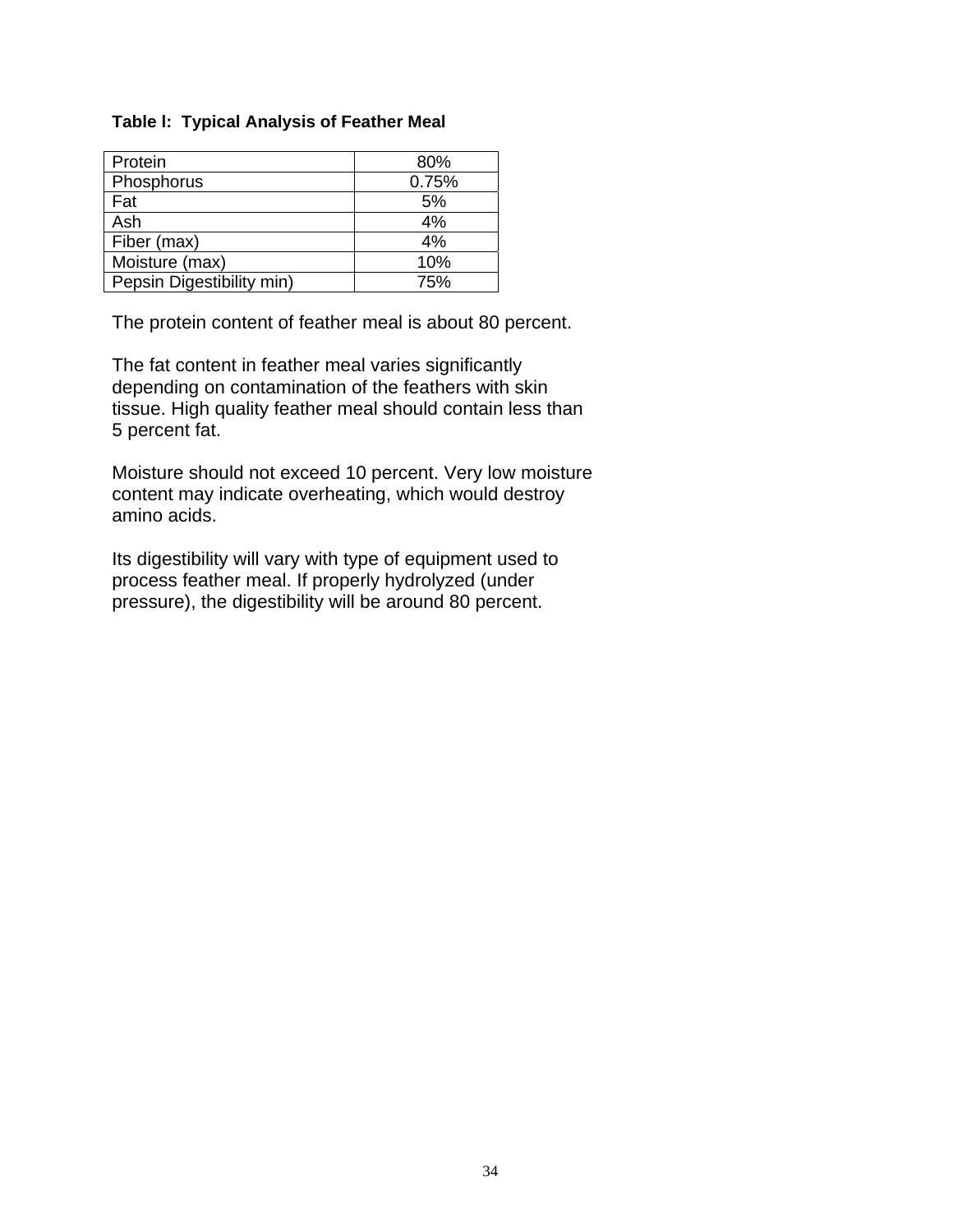**Table I: Typical Analysis of Feather Meal**

| | |
|---|---|
| Protein | 80% |
| Phosphorus | 0.75% |
| Fat | 5% |
| Ash | 4% |
| Fiber (max) | 4% |
| Moisture (max) | 10% |
| Pepsin Digestibility min) | 75% |

The protein content of feather meal is about 80 percent.

The fat content in feather meal varies significantly depending on contamination of the feathers with skin tissue. High quality feather meal should contain less than 5 percent fat.

Moisture should not exceed 10 percent. Very low moisture content may indicate overheating, which would destroy amino acids.

Its digestibility will vary with type of equipment used to process feather meal. If properly hydrolyzed (under pressure), the digestibility will be around 80 percent.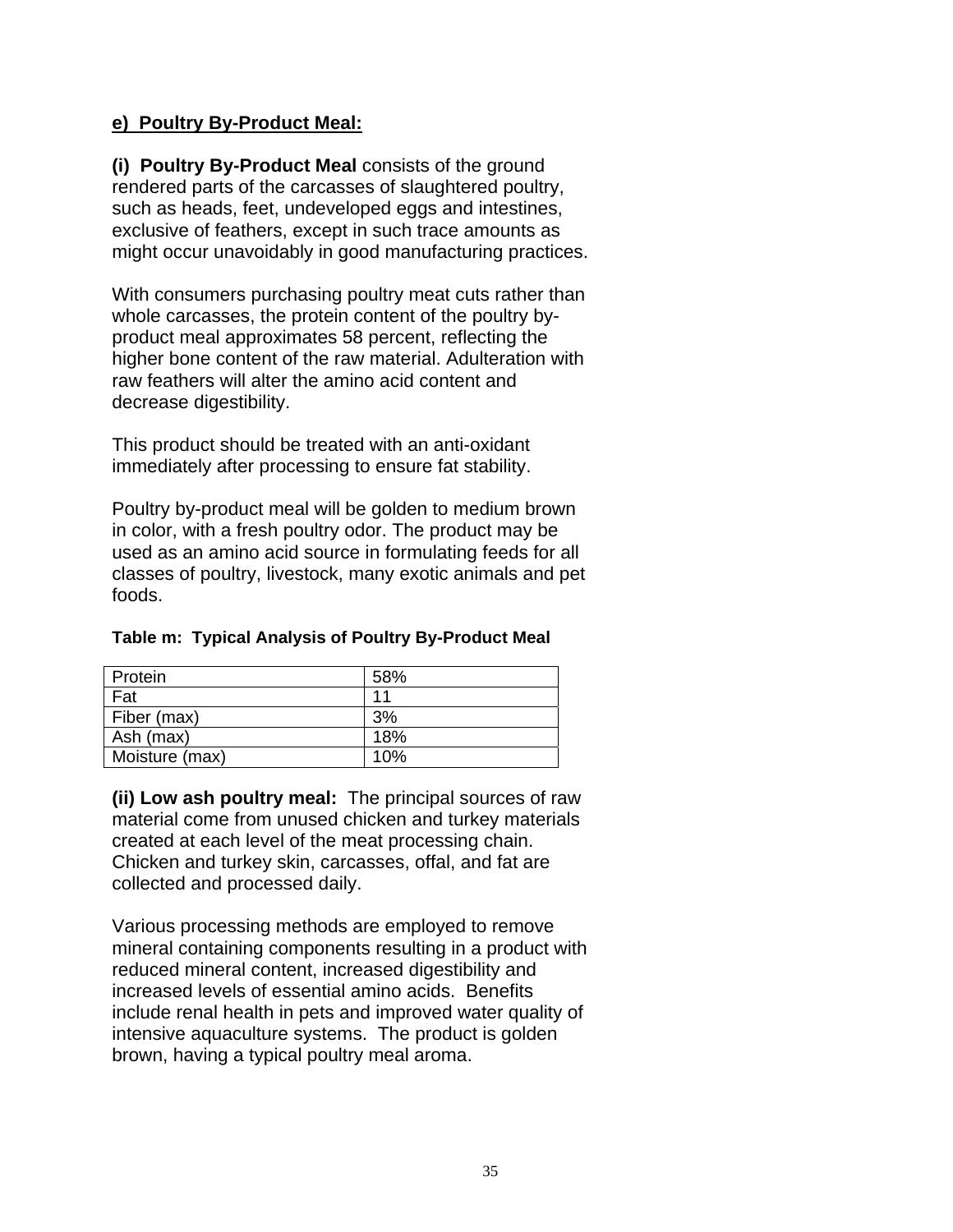## e) Poultry By-Product Meal:

**(i) Poultry By-Product Meal** consists of the ground rendered parts of the carcasses of slaughtered poultry, such as heads, feet, undeveloped eggs and intestines, exclusive of feathers, except in such trace amounts as might occur unavoidably in good manufacturing practices.

With consumers purchasing poultry meat cuts rather than whole carcasses, the protein content of the poultry by-product meal approximates 58 percent, reflecting the higher bone content of the raw material. Adulteration with raw feathers will alter the amino acid content and decrease digestibility.

This product should be treated with an anti-oxidant immediately after processing to ensure fat stability.

Poultry by-product meal will be golden to medium brown in color, with a fresh poultry odor. The product may be used as an amino acid source in formulating feeds for all classes of poultry, livestock, many exotic animals and pet foods.

**Table m: Typical Analysis of Poultry By-Product Meal**

| | |
|---|---|
| Protein | 58% |
| Fat | 11 |
| Fiber (max) | 3% |
| Ash (max) | 18% |
| Moisture (max) | 10% |

**(ii) Low ash poultry meal:** The principal sources of raw material come from unused chicken and turkey materials created at each level of the meat processing chain. Chicken and turkey skin, carcasses, offal, and fat are collected and processed daily.

Various processing methods are employed to remove mineral containing components resulting in a product with reduced mineral content, increased digestibility and increased levels of essential amino acids. Benefits include renal health in pets and improved water quality of intensive aquaculture systems. The product is golden brown, having a typical poultry meal aroma.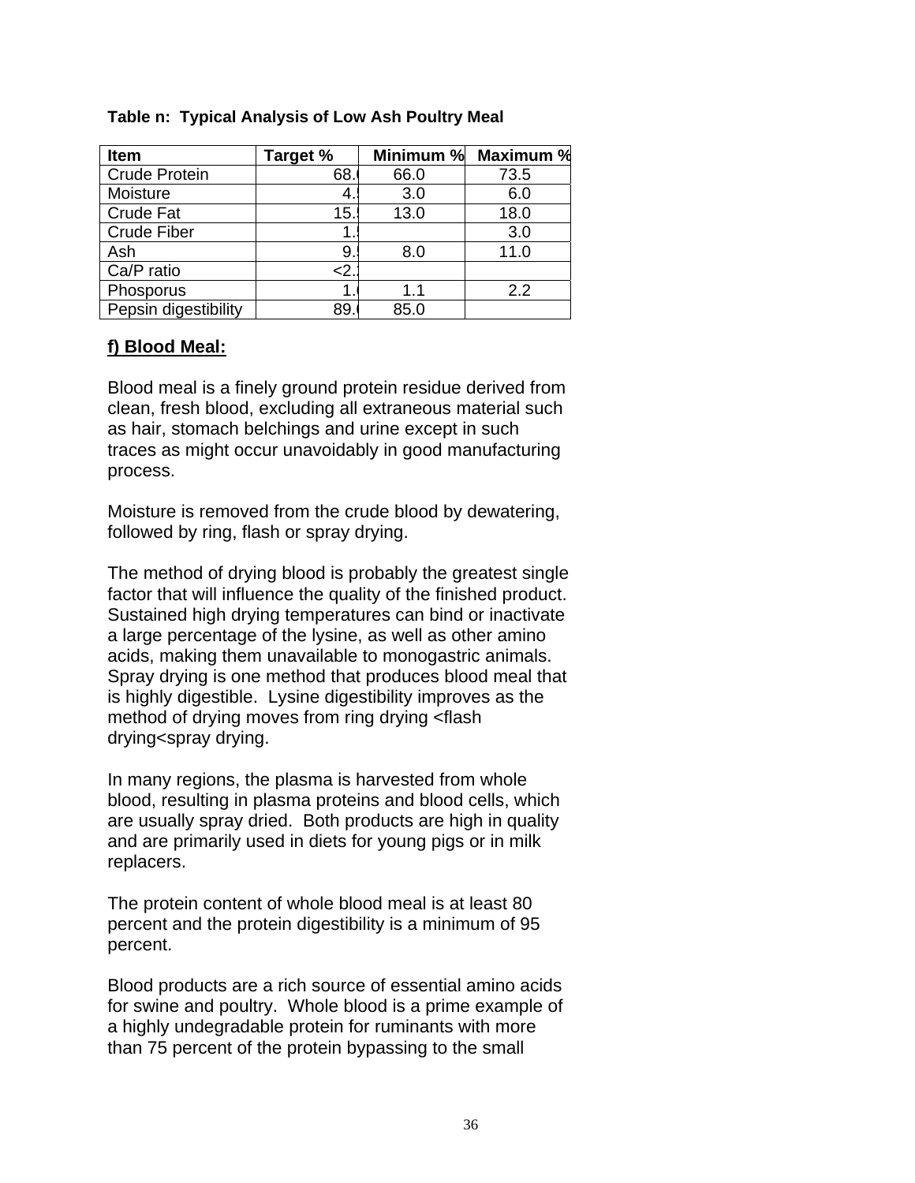**Table n: Typical Analysis of Low Ash Poultry Meal**

| Item | Target % | Minimum % | Maximum % |
|---|---|---|---|
| Crude Protein | 68.0 | 66.0 | 73.5 |
| Moisture | 4.5 | 3.0 | 6.0 |
| Crude Fat | 15.5 | 13.0 | 18.0 |
| Crude Fiber | 1.5 | | 3.0 |
| Ash | 9.5 | 8.0 | 11.0 |
| Ca/P ratio | <2.1 | | |
| Phosporus | 1.6 | 1.1 | 2.2 |
| Pepsin digestibility | 89.0 | 85.0 | |

## f) Blood Meal:

Blood meal is a finely ground protein residue derived from clean, fresh blood, excluding all extraneous material such as hair, stomach belchings and urine except in such traces as might occur unavoidably in good manufacturing process.

Moisture is removed from the crude blood by dewatering, followed by ring, flash or spray drying.

The method of drying blood is probably the greatest single factor that will influence the quality of the finished product. Sustained high drying temperatures can bind or inactivate a large percentage of the lysine, as well as other amino acids, making them unavailable to monogastric animals. Spray drying is one method that produces blood meal that is highly digestible. Lysine digestibility improves as the method of drying moves from ring drying <flash drying<spray drying.

In many regions, the plasma is harvested from whole blood, resulting in plasma proteins and blood cells, which are usually spray dried. Both products are high in quality and are primarily used in diets for young pigs or in milk replacers.

The protein content of whole blood meal is at least 80 percent and the protein digestibility is a minimum of 95 percent.

Blood products are a rich source of essential amino acids for swine and poultry. Whole blood is a prime example of a highly undegradable protein for ruminants with more than 75 percent of the protein bypassing to the small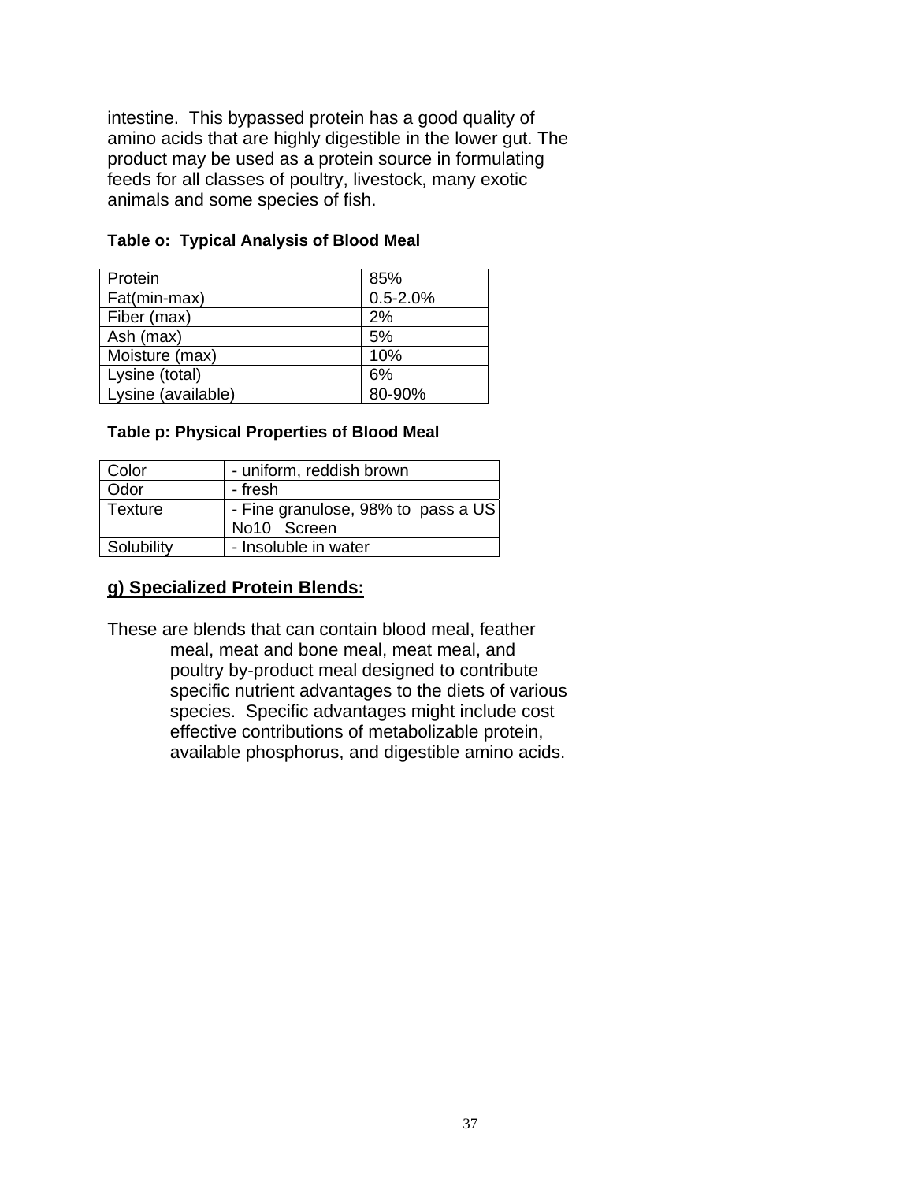intestine. This bypassed protein has a good quality of amino acids that are highly digestible in the lower gut. The product may be used as a protein source in formulating feeds for all classes of poultry, livestock, many exotic animals and some species of fish.

**Table o: Typical Analysis of Blood Meal**

| Protein | 85% |
|---|---|
| Fat(min-max) | 0.5-2.0% |
| Fiber (max) | 2% |
| Ash (max) | 5% |
| Moisture (max) | 10% |
| Lysine (total) | 6% |
| Lysine (available) | 80-90% |

**Table p: Physical Properties of Blood Meal**

| Color | - uniform, reddish brown |
|---|---|
| Odor | - fresh |
| Texture | - Fine granulose, 98% to pass a US No10 Screen |
| Solubility | - Insoluble in water |

**g) Specialized Protein Blends:**

These are blends that can contain blood meal, feather meal, meat and bone meal, meat meal, and poultry by-product meal designed to contribute specific nutrient advantages to the diets of various species. Specific advantages might include cost effective contributions of metabolizable protein, available phosphorus, and digestible amino acids.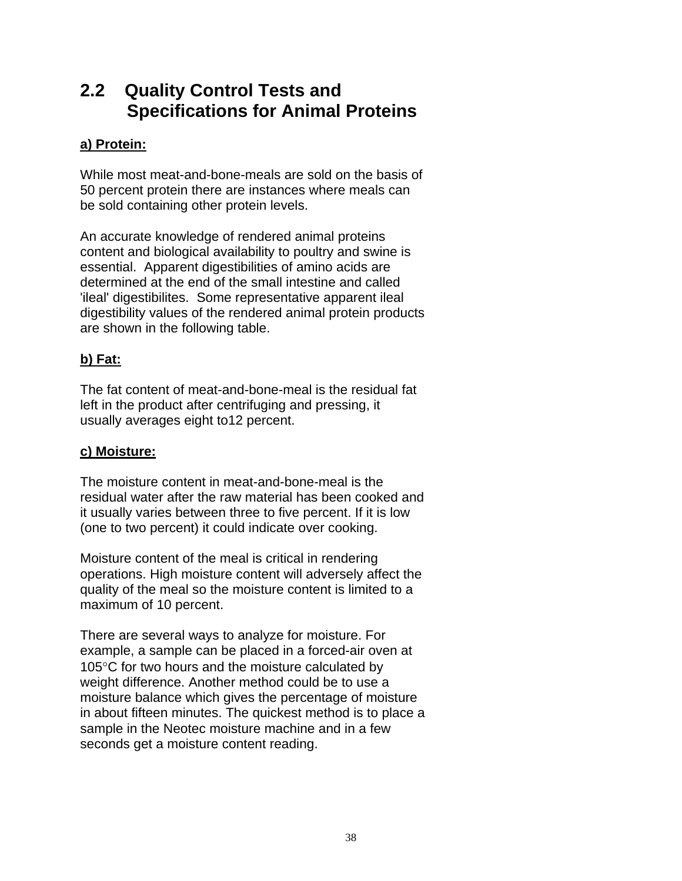## 2.2 Quality Control Tests and Specifications for Animal Proteins

**a) Protein:**

While most meat-and-bone-meals are sold on the basis of 50 percent protein there are instances where meals can be sold containing other protein levels.

An accurate knowledge of rendered animal proteins content and biological availability to poultry and swine is essential. Apparent digestibilities of amino acids are determined at the end of the small intestine and called 'ileal' digestibilites. Some representative apparent ileal digestibility values of the rendered animal protein products are shown in the following table.

**b) Fat:**

The fat content of meat-and-bone-meal is the residual fat left in the product after centrifuging and pressing, it usually averages eight to12 percent.

**c) Moisture:**

The moisture content in meat-and-bone-meal is the residual water after the raw material has been cooked and it usually varies between three to five percent. If it is low (one to two percent) it could indicate over cooking.

Moisture content of the meal is critical in rendering operations. High moisture content will adversely affect the quality of the meal so the moisture content is limited to a maximum of 10 percent.

There are several ways to analyze for moisture. For example, a sample can be placed in a forced-air oven at 105°C for two hours and the moisture calculated by weight difference. Another method could be to use a moisture balance which gives the percentage of moisture in about fifteen minutes. The quickest method is to place a sample in the Neotec moisture machine and in a few seconds get a moisture content reading.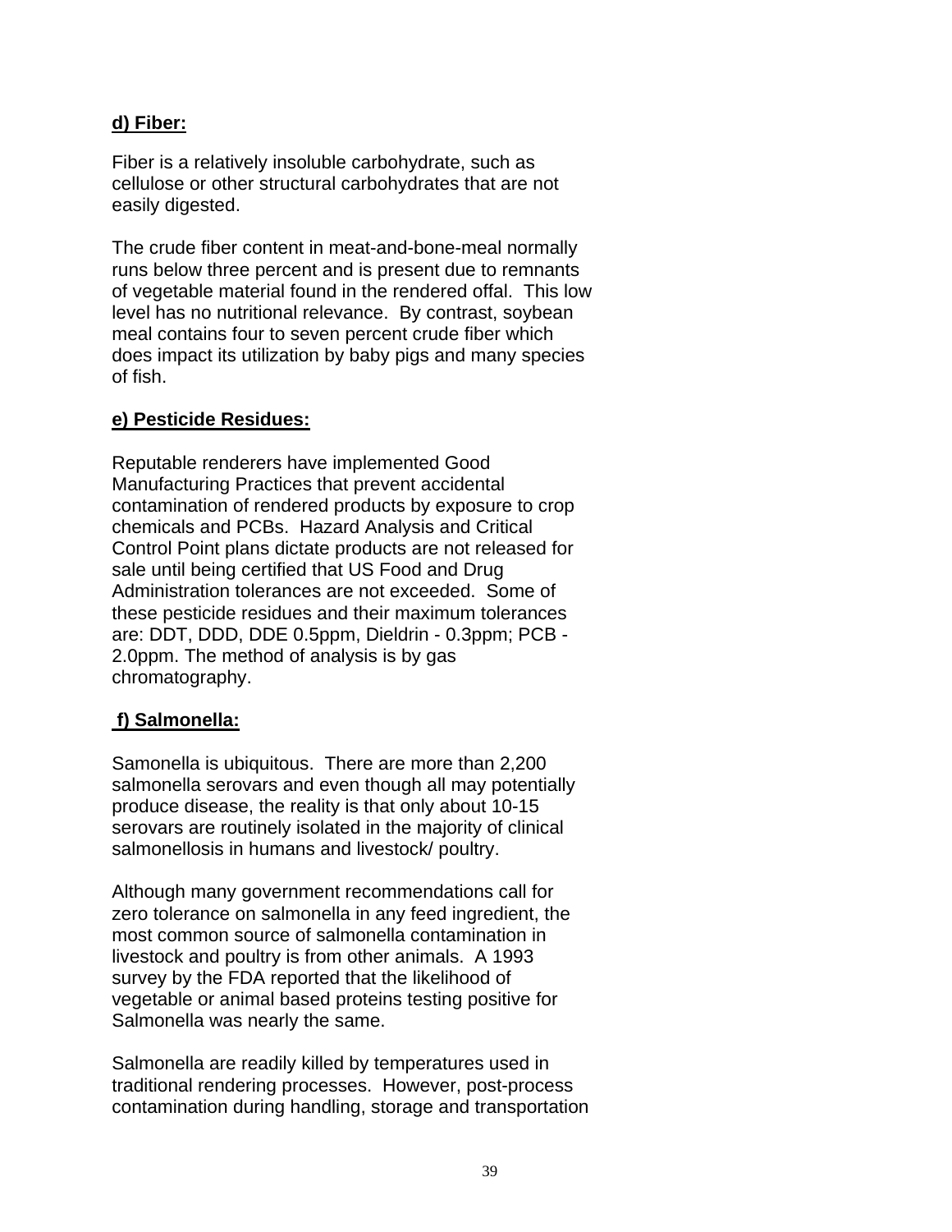**d) Fiber:**

Fiber is a relatively insoluble carbohydrate, such as cellulose or other structural carbohydrates that are not easily digested.

The crude fiber content in meat-and-bone-meal normally runs below three percent and is present due to remnants of vegetable material found in the rendered offal. This low level has no nutritional relevance. By contrast, soybean meal contains four to seven percent crude fiber which does impact its utilization by baby pigs and many species of fish.

**e) Pesticide Residues:**

Reputable renderers have implemented Good Manufacturing Practices that prevent accidental contamination of rendered products by exposure to crop chemicals and PCBs. Hazard Analysis and Critical Control Point plans dictate products are not released for sale until being certified that US Food and Drug Administration tolerances are not exceeded. Some of these pesticide residues and their maximum tolerances are: DDT, DDD, DDE 0.5ppm, Dieldrin - 0.3ppm; PCB - 2.0ppm. The method of analysis is by gas chromatography.

**f) Salmonella:**

Samonella is ubiquitous. There are more than 2,200 salmonella serovars and even though all may potentially produce disease, the reality is that only about 10-15 serovars are routinely isolated in the majority of clinical salmonellosis in humans and livestock/ poultry.

Although many government recommendations call for zero tolerance on salmonella in any feed ingredient, the most common source of salmonella contamination in livestock and poultry is from other animals. A 1993 survey by the FDA reported that the likelihood of vegetable or animal based proteins testing positive for Salmonella was nearly the same.

Salmonella are readily killed by temperatures used in traditional rendering processes. However, post-process contamination during handling, storage and transportation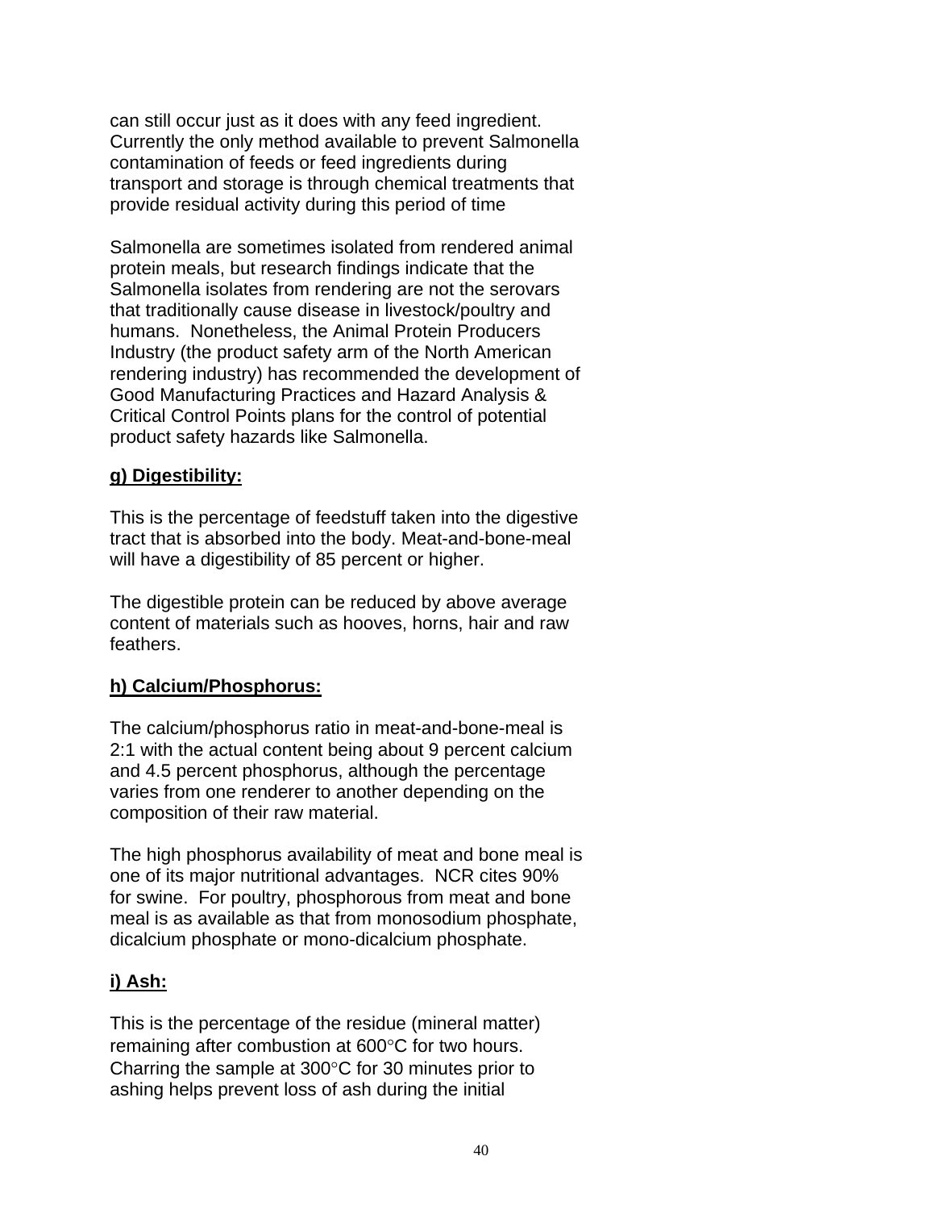can still occur just as it does with any feed ingredient. Currently the only method available to prevent Salmonella contamination of feeds or feed ingredients during transport and storage is through chemical treatments that provide residual activity during this period of time

Salmonella are sometimes isolated from rendered animal protein meals, but research findings indicate that the Salmonella isolates from rendering are not the serovars that traditionally cause disease in livestock/poultry and humans. Nonetheless, the Animal Protein Producers Industry (the product safety arm of the North American rendering industry) has recommended the development of Good Manufacturing Practices and Hazard Analysis & Critical Control Points plans for the control of potential product safety hazards like Salmonella.

**g) Digestibility:**

This is the percentage of feedstuff taken into the digestive tract that is absorbed into the body. Meat-and-bone-meal will have a digestibility of 85 percent or higher.

The digestible protein can be reduced by above average content of materials such as hooves, horns, hair and raw feathers.

**h) Calcium/Phosphorus:**

The calcium/phosphorus ratio in meat-and-bone-meal is 2:1 with the actual content being about 9 percent calcium and 4.5 percent phosphorus, although the percentage varies from one renderer to another depending on the composition of their raw material.

The high phosphorus availability of meat and bone meal is one of its major nutritional advantages. NCR cites 90% for swine. For poultry, phosphorous from meat and bone meal is as available as that from monosodium phosphate, dicalcium phosphate or mono-dicalcium phosphate.

**i) Ash:**

This is the percentage of the residue (mineral matter) remaining after combustion at 600°C for two hours. Charring the sample at 300°C for 30 minutes prior to ashing helps prevent loss of ash during the initial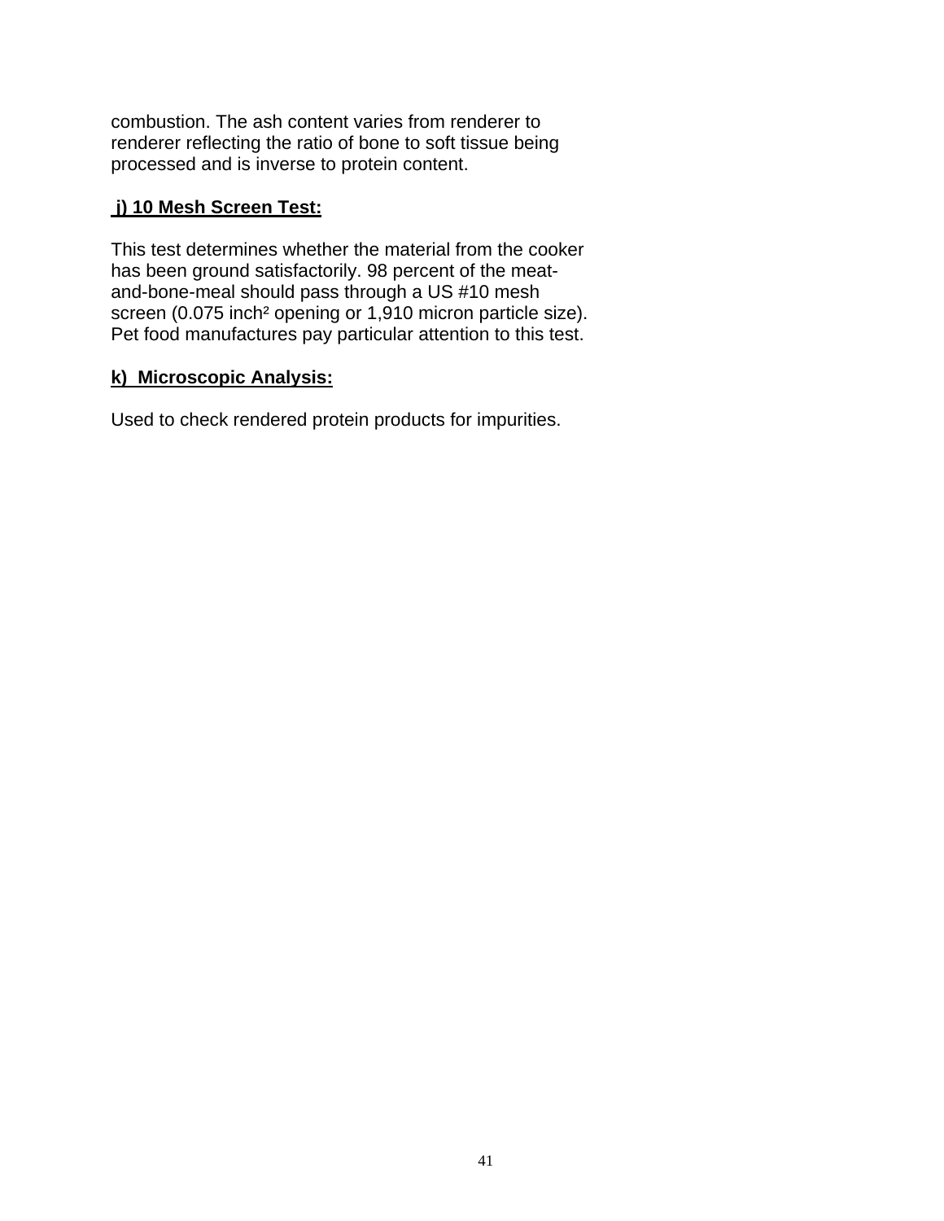combustion. The ash content varies from renderer to renderer reflecting the ratio of bone to soft tissue being processed and is inverse to protein content.

**j) 10 Mesh Screen Test:**

This test determines whether the material from the cooker has been ground satisfactorily. 98 percent of the meat-and-bone-meal should pass through a US #10 mesh screen (0.075 $inch^2$ opening or 1,910 micron particle size). Pet food manufactures pay particular attention to this test.

**k) Microscopic Analysis:**

Used to check rendered protein products for impurities.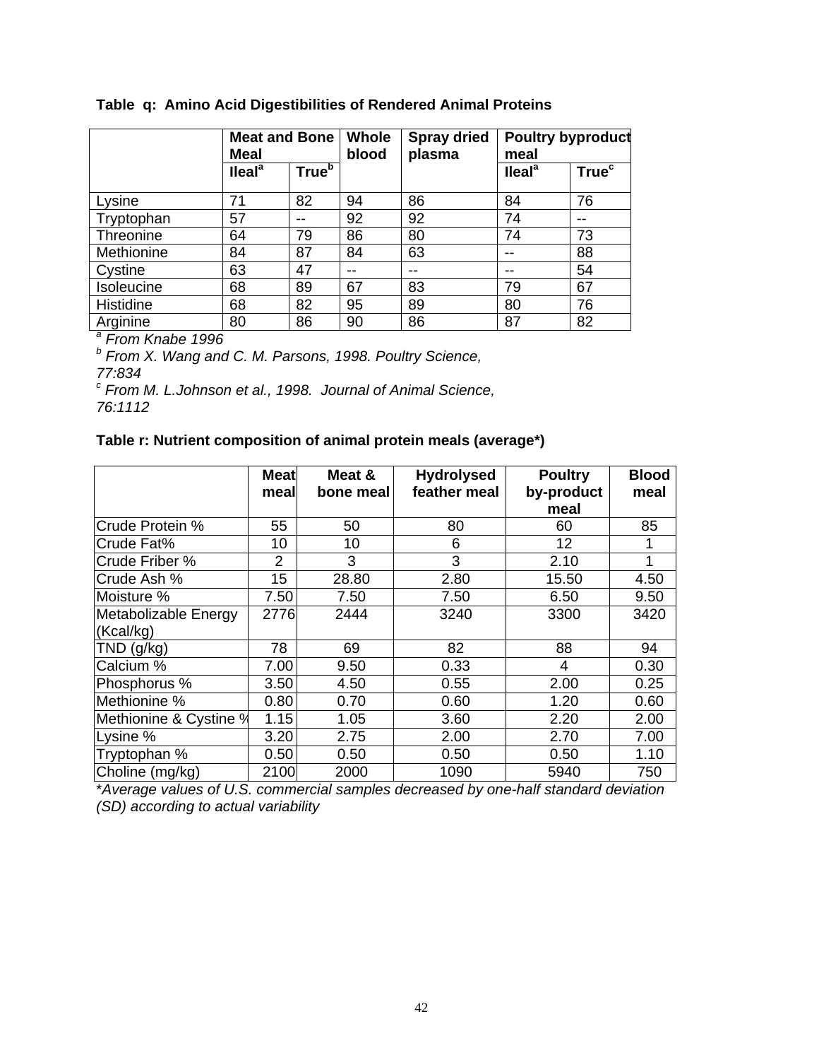**Table q: Amino Acid Digestibilities of Rendered Animal Proteins**

| | Meat and Bone Meal | | Whole blood | Spray dried plasma | Poultry byproduct meal | |
|---|---|---|---|---|---|---|
| | Ileal[a] | True[b] | | | Ileal[a] | True[c] |
| Lysine | 71 | 82 | 94 | 86 | 84 | 76 |
| Tryptophan | 57 | -- | 92 | 92 | 74 | -- |
| Threonine | 64 | 79 | 86 | 80 | 74 | 73 |
| Methionine | 84 | 87 | 84 | 63 | -- | 88 |
| Cystine | 63 | 47 | -- | -- | -- | 54 |
| Isoleucine | 68 | 89 | 67 | 83 | 79 | 67 |
| Histidine | 68 | 82 | 95 | 89 | 80 | 76 |
| Arginine | 80 | 86 | 90 | 86 | 87 | 82 |

[a] *From Knabe 1996*
[b] *From X. Wang and C. M. Parsons, 1998. Poultry Science, 77:834*
[c] *From M. L.Johnson et al., 1998. Journal of Animal Science, 76:1112*

**Table r: Nutrient composition of animal protein meals (average*)**

| | Meat meal | Meat & bone meal | Hydrolysed feather meal | Poultry by-product meal | Blood meal |
|---|---|---|---|---|---|
| Crude Protein % | 55 | 50 | 80 | 60 | 85 |
| Crude Fat% | 10 | 10 | 6 | 12 | 1 |
| Crude Friber % | 2 | 3 | 3 | 2.10 | 1 |
| Crude Ash % | 15 | 28.80 | 2.80 | 15.50 | 4.50 |
| Moisture % | 7.50 | 7.50 | 7.50 | 6.50 | 9.50 |
| Metabolizable Energy (Kcal/kg) | 2776 | 2444 | 3240 | 3300 | 3420 |
| TND (g/kg) | 78 | 69 | 82 | 88 | 94 |
| Calcium % | 7.00 | 9.50 | 0.33 | 4 | 0.30 |
| Phosphorus % | 3.50 | 4.50 | 0.55 | 2.00 | 0.25 |
| Methionine % | 0.80 | 0.70 | 0.60 | 1.20 | 0.60 |
| Methionine & Cystine % | 1.15 | 1.05 | 3.60 | 2.20 | 2.00 |
| Lysine % | 3.20 | 2.75 | 2.00 | 2.70 | 7.00 |
| Tryptophan % | 0.50 | 0.50 | 0.50 | 0.50 | 1.10 |
| Choline (mg/kg) | 2100 | 2000 | 1090 | 5940 | 750 |

**Average values of U.S. commercial samples decreased by one-half standard deviation (SD) according to actual variability*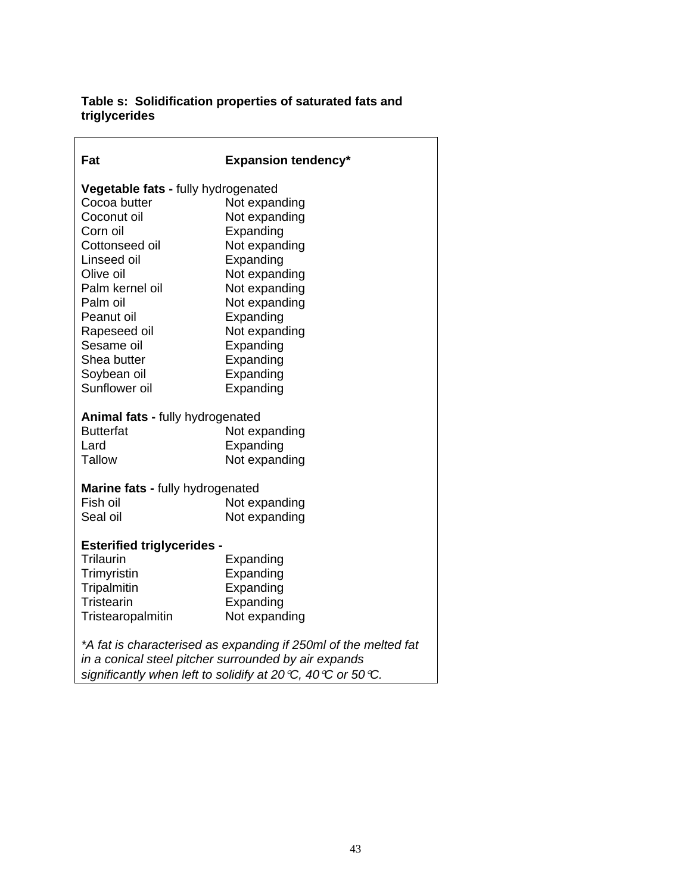**Table s: Solidification properties of saturated fats and triglycerides**

| Fat | Expansion tendency* |
|---|---|
| **Vegetable fats -** fully hydrogenated | |
| Cocoa butter | Not expanding |
| Coconut oil | Not expanding |
| Corn oil | Expanding |
| Cottonseed oil | Not expanding |
| Linseed oil | Expanding |
| Olive oil | Not expanding |
| Palm kernel oil | Not expanding |
| Palm oil | Not expanding |
| Peanut oil | Expanding |
| Rapeseed oil | Not expanding |
| Sesame oil | Expanding |
| Shea butter | Expanding |
| Soybean oil | Expanding |
| Sunflower oil | Expanding |
| **Animal fats -** fully hydrogenated | |
| Butterfat | Not expanding |
| Lard | Expanding |
| Tallow | Not expanding |
| **Marine fats -** fully hydrogenated | |
| Fish oil | Not expanding |
| Seal oil | Not expanding |
| **Esterified triglycerides -** | |
| Trilaurin | Expanding |
| Trimyristin | Expanding |
| Tripalmitin | Expanding |
| Tristearin | Expanding |
| Tristearopalmitin | Not expanding |

*\*A fat is characterised as expanding if 250ml of the melted fat in a conical steel pitcher surrounded by air expands significantly when left to solidify at 20°C, 40°C or 50°C.*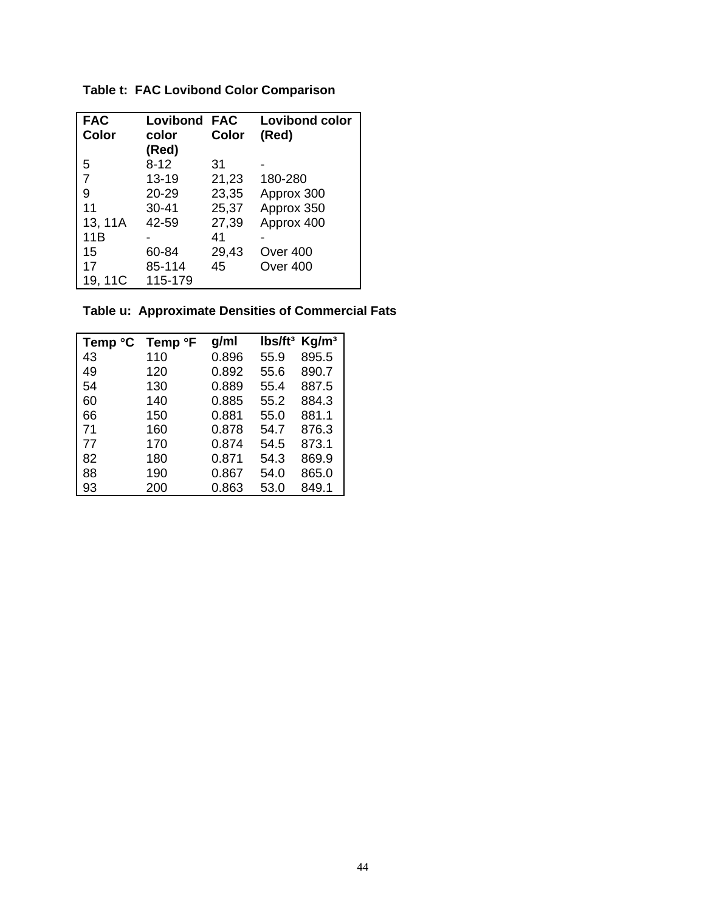**Table t: FAC Lovibond Color Comparison**

| FAC Color | Lovibond color (Red) | FAC Color | Lovibond color (Red) |
|---|---|---|---|
| 5 | 8-12 | 31 | - |
| 7 | 13-19 | 21,23 | 180-280 |
| 9 | 20-29 | 23,35 | Approx 300 |
| 11 | 30-41 | 25,37 | Approx 350 |
| 13, 11A | 42-59 | 27,39 | Approx 400 |
| 11B | - | 41 | - |
| 15 | 60-84 | 29,43 | Over 400 |
| 17 | 85-114 | 45 | Over 400 |
| 19, 11C | 115-179 | | |

**Table u: Approximate Densities of Commercial Fats**

| Temp °C | Temp °F | g/ml | lbs/ft³ | Kg/m³ |
|---|---|---|---|---|
| 43 | 110 | 0.896 | 55.9 | 895.5 |
| 49 | 120 | 0.892 | 55.6 | 890.7 |
| 54 | 130 | 0.889 | 55.4 | 887.5 |
| 60 | 140 | 0.885 | 55.2 | 884.3 |
| 66 | 150 | 0.881 | 55.0 | 881.1 |
| 71 | 160 | 0.878 | 54.7 | 876.3 |
| 77 | 170 | 0.874 | 54.5 | 873.1 |
| 82 | 180 | 0.871 | 54.3 | 869.9 |
| 88 | 190 | 0.867 | 54.0 | 865.0 |
| 93 | 200 | 0.863 | 53.0 | 849.1 |